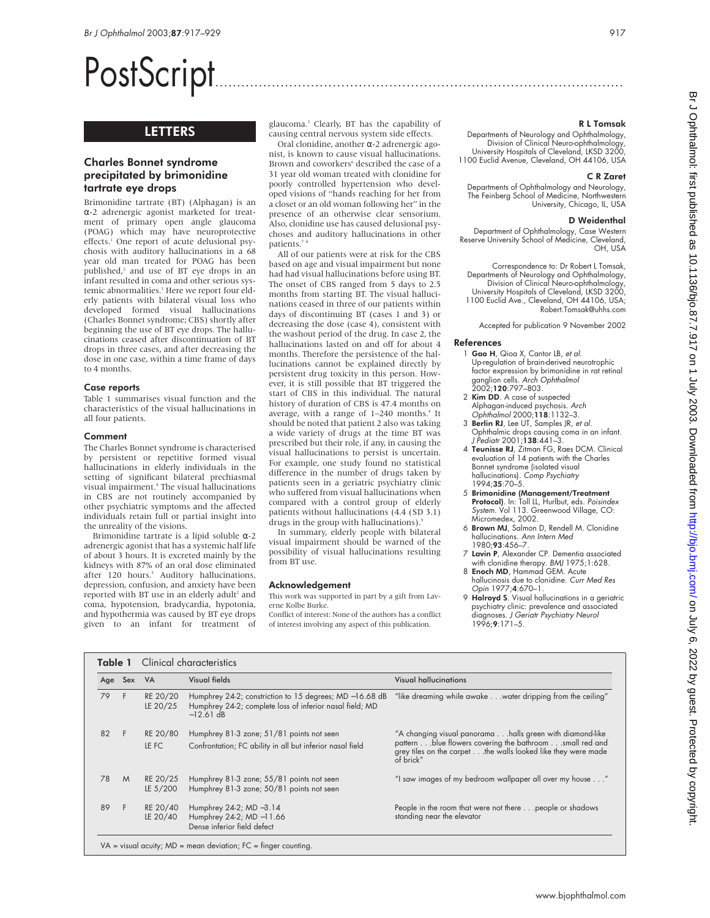# PostScript

## LETTERS

### Charles Bonnet syndrome precipitated by brimonidine tartrate eye drops

Brimonidine tartrate (BT) (Alphagan) is an α-2 adrenergic agonist marketed for treatment of primary open angle glaucoma (POAG) which may have neuroprotective effects.[1] One report of acute delusional psychosis with auditory hallucinations in a 68 year old man treated for POAG has been published,[2] and use of BT eye drops in an infant resulted in coma and other systemic abnormalities.[3] Here we report four elderly patients with bilateral visual loss who developed formed visual hallucinations (Charles Bonnet syndrome; CBS) shortly after beginning the use of BT eye drops. The hallucinations ceased after discontinuation of BT drops in three cases, and after decreasing the dose in one case, within a time frame of days to 4 months.

#### Case reports

Table 1 summarises visual function and the characteristics of the visual hallucinations in all four patients.

#### Comment

The Charles Bonnet syndrome is characterised by persistent or repetitive formed visual hallucinations in elderly individuals in the setting of significant bilateral prechiasmal visual impairment.[4] The visual hallucinations in CBS are not routinely accompanied by other psychiatric symptoms and the affected individuals retain full or partial insight into the unreality of the visions.

Brimonidine tartrate is a lipid soluble α-2 adrenergic agonist that has a systemic half life of about 3 hours. It is excreted mainly by the kidneys with 87% of an oral dose eliminated after 120 hours.[5] Auditory hallucinations, depression, confusion, and anxiety have been reported with BT use in an elderly adult[2] and coma, hypotension, bradycardia, hypotonia, and hypothermia was caused by BT eye drops given to an infant for treatment of glaucoma.[3] Clearly, BT has the capability of causing central nervous system side effects.

Oral clonidine, another α-2 adrenergic agonist, is known to cause visual hallucinations. Brown and coworkers[6] described the case of a 31 year old woman treated with clonidine for poorly controlled hypertension who developed visions of "hands reaching for her from a closet or an old woman following her" in the presence of an otherwise clear sensorium. Also, clonidine use has caused delusional psychoses and auditory hallucinations in other patients.[7,8]

All of our patients were at risk for the CBS based on age and visual impairment but none had had visual hallucinations before using BT. The onset of CBS ranged from 5 days to 2.5 months from starting BT. The visual hallucinations ceased in three of our patients within days of discontinuing BT (cases 1 and 3) or decreasing the dose (case 4), consistent with the washout period of the drug. In case 2, the hallucinations lasted on and off for about 4 months. Therefore the persistence of the hallucinations cannot be explained directly by persistent drug toxicity in this person. However, it is still possible that BT triggered the start of CBS in this individual. The natural history of duration of CBS is 47.4 months on average, with a range of 1–240 months.[4] It should be noted that patient 2 also was taking a wide variety of drugs at the time BT was prescribed but their role, if any, in causing the visual hallucinations to persist is uncertain. For example, one study found no statistical difference in the number of drugs taken by patients seen in a geriatric psychiatry clinic who suffered from visual hallucinations when compared with a control group of elderly patients without hallucinations (4.4 (SD 3.1) drugs in the group with hallucinations).[9]

In summary, elderly people with bilateral visual impairment should be warned of the possibility of visual hallucinations resulting from BT use.

#### Acknowledgement

This work was supported in part by a gift from Laverne Kolbe Burke.

Conflict of interest: None of the authors has a conflict of interest involving any aspect of this publication.

**R L Tomsak**
Departments of Neurology and Ophthalmology, Division of Clinical Neuro-ophthalmology, University Hospitals of Cleveland, LKSD 3200, 1100 Euclid Avenue, Cleveland, OH 44106, USA

**C R Zaret**
Departments of Ophthalmology and Neurology, The Feinberg School of Medicine, Northwestern University, Chicago, IL, USA

**D Weidenthal**
Department of Ophthalmology, Case Western Reserve University School of Medicine, Cleveland, OH, USA

Correspondence to: Dr Robert L Tomsak, Departments of Neurology and Ophthalmology, Division of Clinical Neuro-ophthalmology, University Hospitals of Cleveland, LKSD 3200, 1100 Euclid Ave., Cleveland, OH 44106, USA; Robert.Tomsak@uhhs.com

Accepted for publication 9 November 2002

#### References

1. **Gao H**, Qioa X, Cantor LB, *et al*. Up-regulation of brain-derived neurotrophic factor expression by brimonidine in rat retinal ganglion cells. *Arch Ophthalmol* 2002;**120**:797–803.
2. **Kim DD**. A case of suspected Alphagan-induced psychosis. *Arch Ophthalmol* 2000;**118**:1132–3.
3. **Berlin RJ**, Lee UT, Samples JR, *et al*. Ophthalmic drops causing coma in an infant. *J Pediatr* 2001;**138**:441–3.
4. **Teunisse RJ**, Zitman FG, Raes DCM. Clinical evaluation of 14 patients with the Charles Bonnet syndrome (isolated visual hallucinations). *Comp Psychiatry* 1994;**35**:70–5.
5. **Brimonidine (Management/Treatment Protocol)**. In: Toll LL, Hurlbut, eds. *Poisindex System*. Vol 113. Greenwood Village, CO: Micromedex, 2002.
6. **Brown MJ**, Salmon D, Rendell M. Clonidine hallucinations. *Ann Intern Med* 1980;**93**:456–7.
7. **Lavin P**, Alexander CP. Dementia associated with clonidine therapy. *BMJ* 1975;1:628.
8. **Enoch MD**, Hammad GEM. Acute hallucinosis due to clonidine. *Curr Med Res Opin* 1977;**4**:670–1.
9. **Holroyd S**. Visual hallucinations in a geriatric psychiatry clinic: prevalence and associated diagnoses. *J Geriatr Psychiatry Neurol* 1996;**9**:171–5.

**Table 1** Clinical characteristics

| Age | Sex | VA | Visual fields | Visual hallucinations |
|---|---|---|---|---|
| 79 | F | RE 20/20<br>LE 20/25 | Humphrey 24-2; constriction to 15 degrees; MD −16.68 dB<br>Humphrey 24-2; complete loss of inferior nasal field; MD −12.61 dB | "like dreaming while awake . . .water dripping from the ceiling" |
| 82 | F | RE 20/80<br>LE FC | Humphrey 81-3 zone; 51/81 points not seen<br>Confrontation; FC ability in all but inferior nasal field | "A changing visual panorama . . .halls green with diamond-like pattern . . .blue flowers covering the bathroom . . .small red and grey tiles on the carpet . . .the walls looked like they were made of brick" |
| 78 | M | RE 20/25<br>LE 5/200 | Humphrey 81-3 zone; 55/81 points not seen<br>Humphrey 81-3 zone; 50/81 points not seen | "I saw images of my bedroom wallpaper all over my house . . ." |
| 89 | F | RE 20/40<br>LE 20/40 | Humphrey 24-2; MD −3.14<br>Humphrey 24-2; MD −11.66<br>Dense inferior field defect | People in the room that were not there . . .people or shadows standing near the elevator |

VA = visual acuity; MD = mean deviation; FC = finger counting.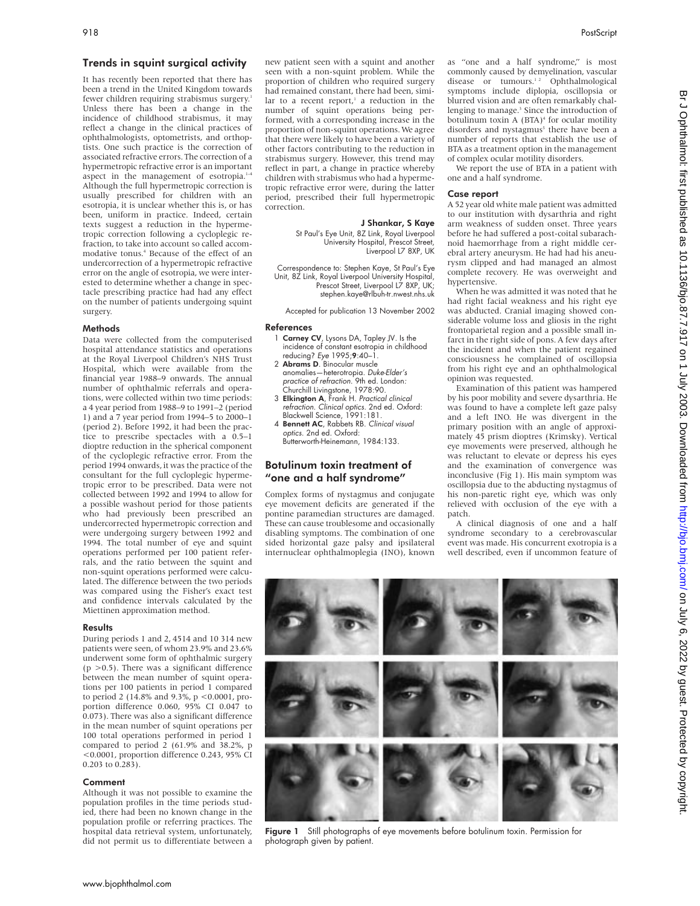## Trends in squint surgical activity

It has recently been reported that there has been a trend in the United Kingdom towards fewer children requiring strabismus surgery.[1] Unless there has been a change in the incidence of childhood strabismus, it may reflect a change in the clinical practices of ophthalmologists, optometrists, and orthoptists. One such practice is the correction of associated refractive errors. The correction of a hypermetropic refractive error is an important aspect in the management of esotropia.[1–4] Although the full hypermetropic correction is usually prescribed for children with an esotropia, it is unclear whether this is, or has been, uniform in practice. Indeed, certain texts suggest a reduction in the hypermetropic correction following a cycloplegic refraction, to take into account so called accommodative tonus.[4] Because of the effect of an undercorrection of a hypermetropic refractive error on the angle of esotropia, we were interested to determine whether a change in spectacle prescribing practice had had any effect on the number of patients undergoing squint surgery.

### Methods

Data were collected from the computerised hospital attendance statistics and operations at the Royal Liverpool Children's NHS Trust Hospital, which were available from the financial year 1988–9 onwards. The annual number of ophthalmic referrals and operations, were collected within two time periods: a 4 year period from 1988–9 to 1991–2 (period 1) and a 7 year period from 1994–5 to 2000–1 (period 2). Before 1992, it had been the practice to prescribe spectacles with a 0.5–1 dioptre reduction in the spherical component of the cycloplegic refractive error. From the period 1994 onwards, it was the practice of the consultant for the full cycloplegic hypermetropic error to be prescribed. Data were not collected between 1992 and 1994 to allow for a possible washout period for those patients who had previously been prescribed an undercorrected hypermetropic correction and were undergoing surgery between 1992 and 1994. The total number of eye and squint operations performed per 100 patient referrals, and the ratio between the squint and non-squint operations performed were calculated. The difference between the two periods was compared using the Fisher's exact test and confidence intervals calculated by the Miettinen approximation method.

### Results

During periods 1 and 2, 4514 and 10 314 new patients were seen, of whom 23.9% and 23.6% underwent some form of ophthalmic surgery ($p > 0.5$). There was a significant difference between the mean number of squint operations per 100 patients in period 1 compared to period 2 (14.8% and 9.3%, $p < 0.0001$, proportion difference 0.060, 95% CI 0.047 to 0.073). There was also a significant difference in the mean number of squint operations per 100 total operations performed in period 1 compared to period 2 (61.9% and 38.2%, $p < 0.0001$, proportion difference 0.243, 95% CI 0.203 to 0.283).

### Comment

Although it was not possible to examine the population profiles in the time periods studied, there had been no known change in the population profile or referring practices. The hospital data retrieval system, unfortunately, did not permit us to differentiate between a new patient seen with a squint and another seen with a non-squint problem. While the proportion of children who required surgery had remained constant, there had been, similar to a recent report,[1] a reduction in the number of squint operations being performed, with a corresponding increase in the proportion of non-squint operations. We agree that there were likely to have been a variety of other factors contributing to the reduction in strabismus surgery. However, this trend may reflect in part, a change in practice whereby children with strabismus who had a hypermetropic refractive error were, during the latter period, prescribed their full hypermetropic correction.

**J Shankar, S Kaye**

St Paul's Eye Unit, 8Z Link, Royal Liverpool University Hospital, Prescot Street, Liverpool L7 8XP, UK

Correspondence to: Stephen Kaye, St Paul's Eye Unit, 8Z Link, Royal Liverpool University Hospital, Prescot Street, Liverpool L7 8XP, UK; stephen.kaye@rlbuh-tr.nwest.nhs.uk

Accepted for publication 13 November 2002

### References

1. **Carney CV**, Lysons DA, Tapley JV. Is the incidence of constant esotropia in childhood reducing? *Eye* 1995;**9**:40–1.
2. **Abrams D**. Binocular muscle anomalies—heterotropia. *Duke-Elder's practice of refraction*. 9th ed. London: Churchill Livingstone, 1978:90.
3. **Elkington A**, Frank H. *Practical clinical refraction. Clinical optics*. 2nd ed. Oxford: Blackwell Science, 1991:181.
4. **Bennett AC**, Rabbets RB. *Clinical visual optics*. 2nd ed. Oxford: Butterworth-Heinemann, 1984:133.

## Botulinum toxin treatment of "one and a half syndrome"

Complex forms of nystagmus and conjugate eye movement deficits are generated if the pontine paramedian structures are damaged. These can cause troublesome and occasionally disabling symptoms. The combination of one sided horizontal gaze palsy and ipsilateral internuclear ophthalmoplegia (INO), known as "one and a half syndrome," is most commonly caused by demyelination, vascular disease or tumours.[1 2] Ophthalmological symptoms include diplopia, oscillopsia or blurred vision and are often remarkably challenging to manage.[3] Since the introduction of botulinum toxin A (BTA)[4] for ocular motility disorders and nystagmus[5] there have been a number of reports that establish the use of BTA as a treatment option in the management of complex ocular motility disorders.

We report the use of BTA in a patient with one and a half syndrome.

### Case report

A 52 year old white male patient was admitted to our institution with dysarthria and right arm weakness of sudden onset. Three years before he had suffered a post-coital subarachnoid haemorrhage from a right middle cerebral artery aneurysm. He had had his aneurysm clipped and had managed an almost complete recovery. He was overweight and hypertensive.

When he was admitted it was noted that he had right facial weakness and his right eye was abducted. Cranial imaging showed considerable volume loss and gliosis in the right frontoparietal region and a possible small infarct in the right side of pons. A few days after the incident and when the patient regained consciousness he complained of oscillopsia from his right eye and an ophthalmological opinion was requested.

Examination of this patient was hampered by his poor mobility and severe dysarthria. He was found to have a complete left gaze palsy and a left INO. He was divergent in the primary position with an angle of approximately 45 prism dioptres (Krimsky). Vertical eye movements were preserved, although he was reluctant to elevate or depress his eyes and the examination of convergence was inconclusive (Fig 1). His main symptom was oscillopsia due to the abducting nystagmus of his non-paretic right eye, which was only relieved with occlusion of the eye with a patch.

A clinical diagnosis of one and a half syndrome secondary to a cerebrovascular event was made. His concurrent exotropia is a well described, even if uncommon feature of

**Figure 1** Still photographs of eye movements before botulinum toxin. Permission for photograph given by patient.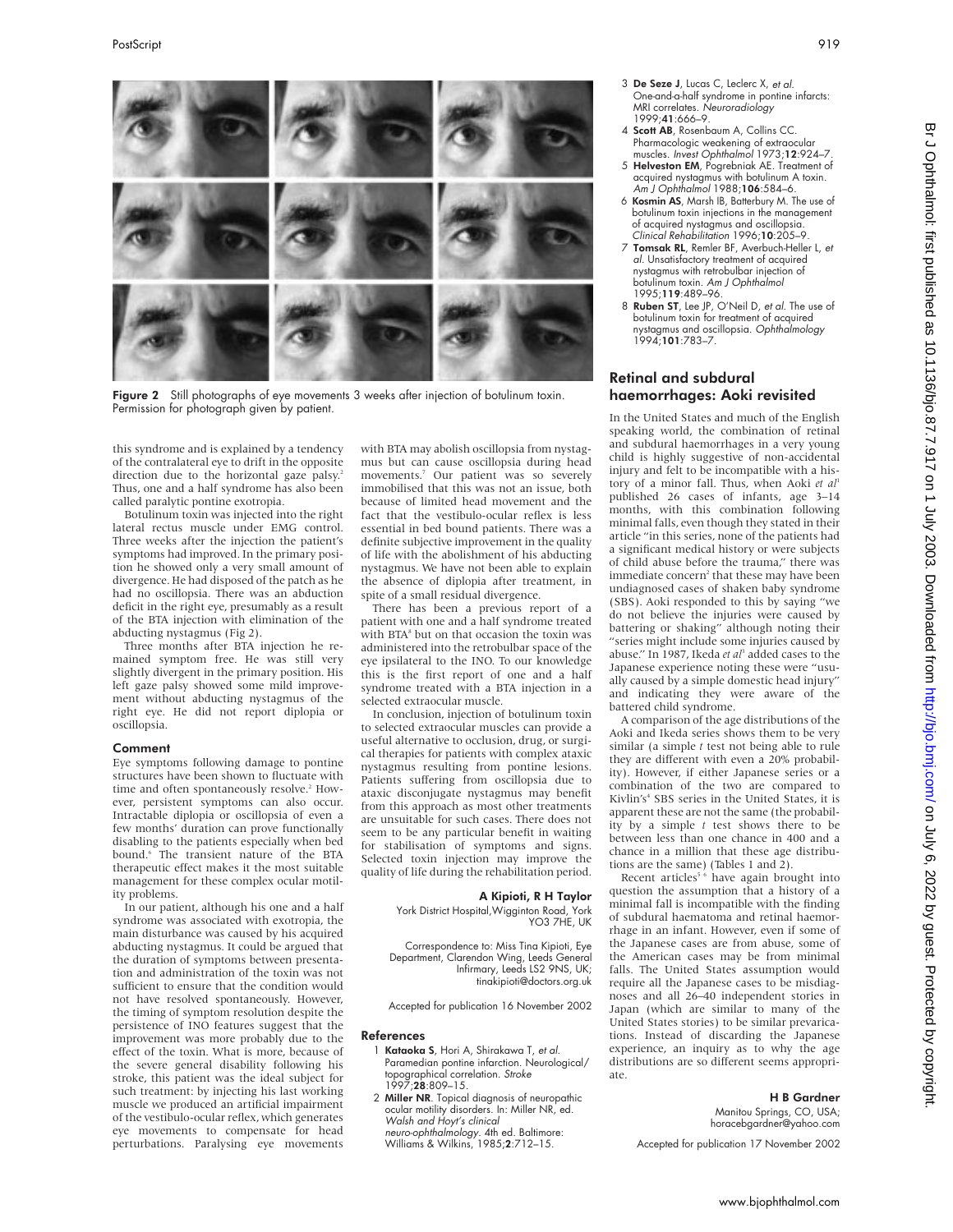Figure 2 Still photographs of eye movements 3 weeks after injection of botulinum toxin. Permission for photograph given by patient.

this syndrome and is explained by a tendency of the contralateral eye to drift in the opposite direction due to the horizontal gaze palsy.[2] Thus, one and a half syndrome has also been called paralytic pontine exotropia.

Botulinum toxin was injected into the right lateral rectus muscle under EMG control. Three weeks after the injection the patient's symptoms had improved. In the primary position he showed only a very small amount of divergence. He had disposed of the patch as he had no oscillopsia. There was an abduction deficit in the right eye, presumably as a result of the BTA injection with elimination of the abducting nystagmus (Fig 2).

Three months after BTA injection he remained symptom free. He was still very slightly divergent in the primary position. His left gaze palsy showed some mild improvement without abducting nystagmus of the right eye. He did not report diplopia or oscillopsia.

## Comment

Eye symptoms following damage to pontine structures have been shown to fluctuate with time and often spontaneously resolve.[2] However, persistent symptoms can also occur. Intractable diplopia or oscillopsia of even a few months' duration can prove functionally disabling to the patients especially when bed bound.[6] The transient nature of the BTA therapeutic effect makes it the most suitable management for these complex ocular motility problems.

In our patient, although his one and a half syndrome was associated with exotropia, the main disturbance was caused by his acquired abducting nystagmus. It could be argued that the duration of symptoms between presentation and administration of the toxin was not sufficient to ensure that the condition would not have resolved spontaneously. However, the timing of symptom resolution despite the persistence of INO features suggest that the improvement was more probably due to the effect of the toxin. What is more, because of the severe general disability following his stroke, this patient was the ideal subject for such treatment: by injecting his last working muscle we produced an artificial impairment of the vestibulo-ocular reflex, which generates eye movements to compensate for head perturbations. Paralysing eye movements with BTA may abolish oscillopsia from nystagmus but can cause oscillopsia during head movements.[7] Our patient was so severely immobilised that this was not an issue, both because of limited head movement and the fact that the vestibulo-ocular reflex is less essential in bed bound patients. There was a definite subjective improvement in the quality of life with the abolishment of his abducting nystagmus. We have not been able to explain the absence of diplopia after treatment, in spite of a small residual divergence.

There has been a previous report of a patient with one and a half syndrome treated with BTA[8] but on that occasion the toxin was administered into the retrobulbar space of the eye ipsilateral to the INO. To our knowledge this is the first report of one and a half syndrome treated with a BTA injection in a selected extraocular muscle.

In conclusion, injection of botulinum toxin to selected extraocular muscles can provide a useful alternative to occlusion, drug, or surgical therapies for patients with complex ataxic nystagmus resulting from pontine lesions. Patients suffering from oscillopsia due to ataxic disconjugate nystagmus may benefit from this approach as most other treatments are unsuitable for such cases. There does not seem to be any particular benefit in waiting for stabilisation of symptoms and signs. Selected toxin injection may improve the quality of life during the rehabilitation period.

**A Kipioti, R H Taylor**
York District Hospital, Wigginton Road, York YO3 7HE, UK

Correspondence to: Miss Tina Kipioti, Eye Department, Clarendon Wing, Leeds General Infirmary, Leeds LS2 9NS, UK; tinakipioti@doctors.org.uk

Accepted for publication 16 November 2002

### References

1. **Kataoka S**, Hori A, Shirakawa T, *et al*. Paramedian pontine infarction. Neurological/topographical correlation. *Stroke* 1997;**28**:809–15.
2. **Miller NR**. Topical diagnosis of neuropathic ocular motility disorders. In: Miller NR, ed. *Walsh and Hoyt's clinical neuro-ophthalmology*. 4th ed. Baltimore: Williams & Wilkins, 1985;**2**:712–15.
3. **De Seze J**, Lucas C, Leclerc X, *et al*. One-and-a-half syndrome in pontine infarcts: MRI correlates. *Neuroradiology* 1999;**41**:666–9.
4. **Scott AB**, Rosenbaum A, Collins CC. Pharmacologic weakening of extraocular muscles. *Invest Ophthalmol* 1973;**12**:924–7.
5. **Helveston EM**, Pogrebniak AE. Treatment of acquired nystagmus with botulinum A toxin. *Am J Ophthalmol* 1988;**106**:584–6.
6. **Kosmin AS**, Marsh IB, Batterbury M. The use of botulinum toxin injections in the management of acquired nystagmus and oscillopsia. *Clinical Rehabilitation* 1996;**10**:205–9.
7. **Tomsak RL**, Remler BF, Averbuch-Heller L, *et al*. Unsatisfactory treatment of acquired nystagmus with retrobulbar injection of botulinum toxin. *Am J Ophthalmol* 1995;**119**:489–96.
8. **Ruben ST**, Lee JP, O'Neil D, *et al*. The use of botulinum toxin for treatment of acquired nystagmus and oscillopsia. *Ophthalmology* 1994;**101**:783–7.

## Retinal and subdural haemorrhages: Aoki revisited

In the United States and much of the English speaking world, the combination of retinal and subdural haemorrhages in a very young child is highly suggestive of non-accidental injury and felt to be incompatible with a history of a minor fall. Thus, when Aoki *et al*[1] published 26 cases of infants, age 3–14 months, with this combination following minimal falls, even though they stated in their article "in this series, none of the patients had a significant medical history or were subjects of child abuse before the trauma," there was immediate concern[2] that these may have been undiagnosed cases of shaken baby syndrome (SBS). Aoki responded to this by saying "we do not believe the injuries were caused by battering or shaking" although noting their "series might include some injuries caused by abuse." In 1987, Ikeda *et al*[3] added cases to the Japanese experience noting these were "usually caused by a simple domestic head injury" and indicating they were aware of the battered child syndrome.

A comparison of the age distributions of the Aoki and Ikeda series shows them to be very similar (a simple *t* test not being able to rule they are different with even a 20% probability). However, if either Japanese series or a combination of the two are compared to Kivlin's[4] SBS series in the United States, it is apparent these are not the same (the probability by a simple *t* test shows there to be between less than one chance in 400 and a chance in a million that these age distributions are the same) (Tables 1 and 2).

Recent articles[5,6] have again brought into question the assumption that a history of a minimal fall is incompatible with the finding of subdural haematoma and retinal haemorrhage in an infant. However, even if some of the Japanese cases are from abuse, some of the American cases may be from minimal falls. The United States assumption would require all the Japanese cases to be misdiagnoses and all 26–40 independent stories in Japan (which are similar to many of the United States stories) to be similar prevarications. Instead of discarding the Japanese experience, an inquiry as to why the age distributions are so different seems appropriate.

**H B Gardner**
Manitou Springs, CO, USA; horacebgardner@yahoo.com

Accepted for publication 17 November 2002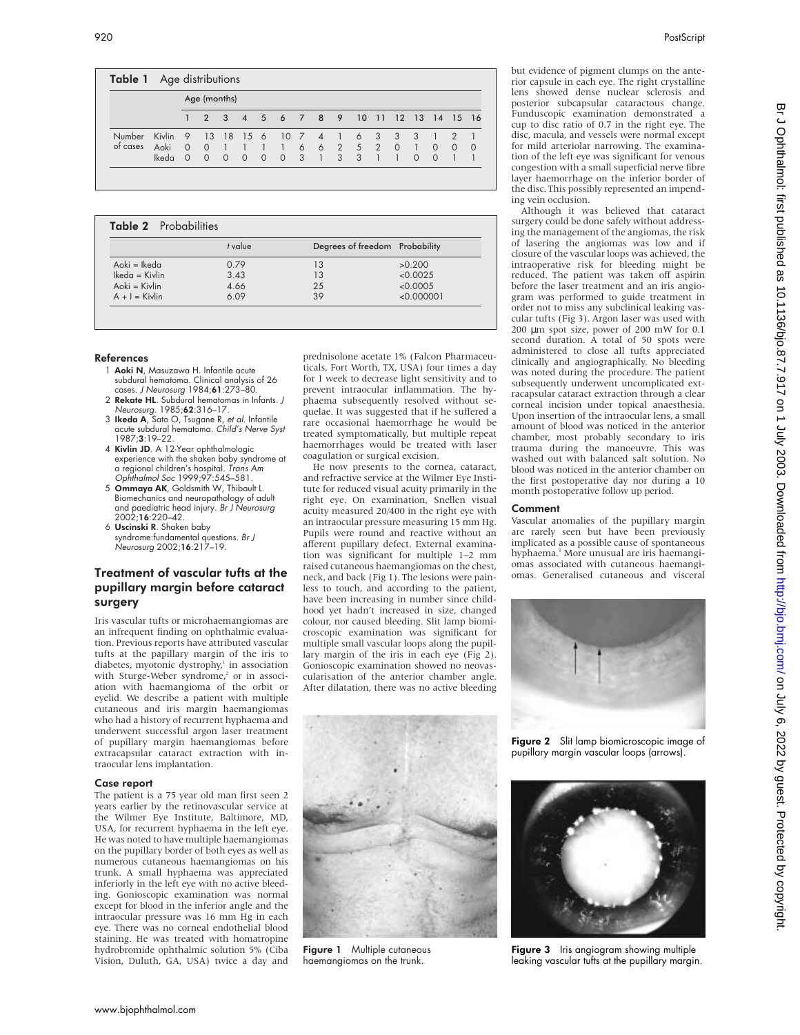**Table 1** Age distributions

| | | Age (months) | | | | | | | | | | | | | | | |
|---|---|---|---|---|---|---|---|---|---|---|---|---|---|---|---|---|---|
| | | 1 | 2 | 3 | 4 | 5 | 6 | 7 | 8 | 9 | 10 | 11 | 12 | 13 | 14 | 15 | 16 |
| Number of cases | Kivlin | 9 | 13 | 18 | 15 | 6 | 10 | 7 | 4 | 1 | 6 | 3 | 3 | 3 | 1 | 2 | 1 |
| | Aoki | 0 | 0 | 1 | 1 | 1 | 1 | 6 | 6 | 2 | 5 | 2 | 0 | 1 | 0 | 0 | 0 |
| | Ikeda | 0 | 0 | 0 | 0 | 0 | 0 | 3 | 1 | 3 | 3 | 1 | 1 | 0 | 0 | 1 | 1 |

**Table 2** Probabilities

| | *t* value | Degrees of freedom | Probability |
|---|---|---|---|
| Aoki = Ikeda | 0.79 | 13 | >0.200 |
| Ikeda = Kivlin | 3.43 | 13 | <0.0025 |
| Aoki = Kivlin | 4.66 | 25 | <0.0005 |
| A + I = Kivlin | 6.09 | 39 | <0.000001 |

### References

1. **Aoki N**, Masuzawa H. Infantile acute subdural hematoma. Clinical analysis of 26 cases. *J Neurosurg* 1984;**61**:273–80.
2. **Rekate HL**. Subdural hematomas in Infants. *J Neurosurg*. 1985;**62**:316–17.
3. **Ikeda A**, Sato O, Tsugane R, *et al*. Infantile acute subdural hematoma. *Child's Nerve Syst* 1987;**3**:19–22.
4. **Kivlin JD**. A 12-Year ophthalmologic experience with the shaken baby syndrome at a regional children's hospital. *Trans Am Ophthalmol Soc* 1999;**97**:545–581.
5. **Ommaya AK**, Goldsmith W, Thibault L. Biomechanics and neuropathology of adult and paediatric head injury. *Br J Neurosurg* 2002;**16**:220–42.
6. **Uscinski R**. Shaken baby syndrome:fundamental questions. *Br J Neurosurg* 2002;**16**:217–19.

## Treatment of vascular tufts at the pupillary margin before cataract surgery

Iris vascular tufts or microhaemangiomas are an infrequent finding on ophthalmic evaluation. Previous reports have attributed vascular tufts at the papillary margin of the iris to diabetes, myotonic dystrophy,[1] in association with Sturge-Weber syndrome,[2] or in association with haemangioma of the orbit or eyelid. We describe a patient with multiple cutaneous and iris margin haemangiomas who had a history of recurrent hyphaema and underwent successful argon laser treatment of pupillary margin haemangiomas before extracapsular cataract extraction with intraocular lens implantation.

### Case report

The patient is a 75 year old man first seen 2 years earlier by the retinovascular service at the Wilmer Eye Institute, Baltimore, MD, USA, for recurrent hyphaema in the left eye. He was noted to have multiple haemangiomas on the pupillary border of both eyes as well as numerous cutaneous haemangiomas on his trunk. A small hyphaema was appreciated inferiorly in the left eye with no active bleeding. Gonioscopic examination was normal except for blood in the inferior angle and the intraocular pressure was 16 mm Hg in each eye. There was no corneal endothelial blood staining. He was treated with homatropine hydrobromide ophthalmic solution 5% (Ciba Vision, Duluth, GA, USA) twice a day and prednisolone acetate 1% (Falcon Pharmaceuticals, Fort Worth, TX, USA) four times a day for 1 week to decrease light sensitivity and to prevent intraocular inflammation. The hyphaema subsequently resolved without sequelae. It was suggested that if he suffered a rare occasional haemorrhage he would be treated symptomatically, but multiple repeat haemorrhages would be treated with laser coagulation or surgical excision.

He now presents to the cornea, cataract, and refractive service at the Wilmer Eye Institute for reduced visual acuity primarily in the right eye. On examination, Snellen visual acuity measured 20/400 in the right eye with an intraocular pressure measuring 15 mm Hg. Pupils were round and reactive without an afferent pupillary defect. External examination was significant for multiple 1–2 mm raised cutaneous haemangiomas on the chest, neck, and back (Fig 1). The lesions were painless to touch, and according to the patient, have been increasing in number since childhood yet hadn't increased in size, changed colour, nor caused bleeding. Slit lamp biomicroscopic examination was significant for multiple small vascular loops along the pupillary margin of the iris in each eye (Fig 2). Gonioscopic examination showed no neovascularisation of the anterior chamber angle. After dilatation, there was no active bleeding but evidence of pigment clumps on the anterior capsule in each eye. The right crystalline lens showed dense nuclear sclerosis and posterior subcapsular cataractous change. Funduscopic examination demonstrated a cup to disc ratio of 0.7 in the right eye. The disc, macula, and vessels were normal except for mild arteriolar narrowing. The examination of the left eye was significant for venous congestion with a small superficial nerve fibre layer haemorrhage on the inferior border of the disc. This possibly represented an impending vein occlusion.

Although it was believed that cataract surgery could be done safely without addressing the management of the angiomas, the risk of lasering the angiomas was low and if closure of the vascular loops was achieved, the intraoperative risk for bleeding might be reduced. The patient was taken off aspirin before the laser treatment and an iris angiogram was performed to guide treatment in order not to miss any subclinical leaking vascular tufts (Fig 3). Argon laser was used with 200 μm spot size, power of 200 mW for 0.1 second duration. A total of 50 spots were administered to close all tufts appreciated clinically and angiographically. No bleeding was noted during the procedure. The patient subsequently underwent uncomplicated extracapsular cataract extraction through a clear corneal incision under topical anaesthesia. Upon insertion of the intraocular lens, a small amount of blood was noticed in the anterior chamber, most probably secondary to iris trauma during the manoeuvre. This was washed out with balanced salt solution. No blood was noticed in the anterior chamber on the first postoperative day nor during a 10 month postoperative follow up period.

### Comment

Vascular anomalies of the pupillary margin are rarely seen but have been previously implicated as a possible cause of spontaneous hyphaema.[3] More unusual are iris haemangiomas associated with cutaneous haemangiomas. Generalised cutaneous and visceral

**Figure 1** Multiple cutaneous haemangiomas on the trunk.

**Figure 2** Slit lamp biomicroscopic image of pupillary margin vascular loops (arrows).

**Figure 3** Iris angiogram showing multiple leaking vascular tufts at the pupillary margin.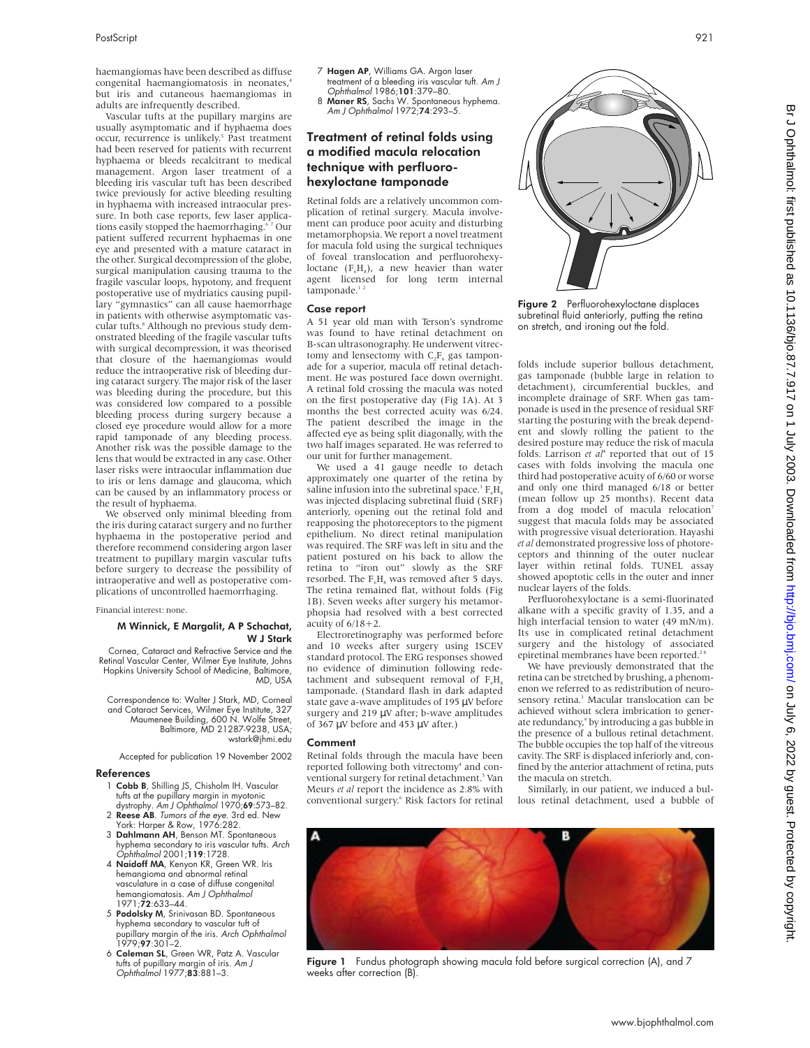haemangiomas have been described as diffuse congenital haemangiomatosis in neonates,[4] but iris and cutaneous haemangiomas in adults are infrequently described.

Vascular tufts at the pupillary margins are usually asymptomatic and if hyphaema does occur, recurrence is unlikely.[5] Past treatment had been reserved for patients with recurrent hyphaema or bleeds recalcitrant to medical management. Argon laser treatment of a bleeding iris vascular tuft has been described twice previously for active bleeding resulting in hyphaema with increased intraocular pressure. In both case reports, few laser applications easily stopped the haemorrhaging.[6 7] Our patient suffered recurrent hyphaemas in one eye and presented with a mature cataract in the other. Surgical decompression of the globe, surgical manipulation causing trauma to the fragile vascular loops, hypotony, and frequent postoperative use of mydriatics causing pupillary "gymnastics" can all cause haemorrhage in patients with otherwise asymptomatic vascular tufts.[8] Although no previous study demonstrated bleeding of the fragile vascular tufts with surgical decompression, it was theorised that closure of the haemangiomas would reduce the intraoperative risk of bleeding during cataract surgery. The major risk of the laser was bleeding during the procedure, but this was considered low compared to a possible bleeding process during surgery because a closed eye procedure would allow for a more rapid tamponade of any bleeding process. Another risk was the possible damage to the lens that would be extracted in any case. Other laser risks were intraocular inflammation due to iris or lens damage and glaucoma, which can be caused by an inflammatory process or the result of hyphaema.

We observed only minimal bleeding from the iris during cataract surgery and no further hyphaema in the postoperative period and therefore recommend considering argon laser treatment to pupillary margin vascular tufts before surgery to decrease the possibility of intraoperative and well as postoperative complications of uncontrolled haemorrhaging.

Financial interest: none.

**M Winnick, E Margalit, A P Schachat, W J Stark**

Cornea, Cataract and Refractive Service and the Retinal Vascular Center, Wilmer Eye Institute, Johns Hopkins University School of Medicine, Baltimore, MD, USA

Correspondence to: Walter J Stark, MD, Corneal and Cataract Services, Wilmer Eye Institute, 327 Maumenee Building, 600 N. Wolfe Street, Baltimore, MD 21287-9238, USA; wstark@jhmi.edu

Accepted for publication 19 November 2002

### References

1. **Cobb B**, Shilling JS, Chisholm IH. Vascular tufts at the pupillary margin in myotonic dystrophy. *Am J Ophthalmol* 1970;**69**:573–82.
2. **Reese AB**. *Tumors of the eye*. 3rd ed. New York: Harper & Row, 1976:282.
3. **Dahlmann AH**, Benson MT. Spontaneous hyphema secondary to iris vascular tufts. *Arch Ophthalmol* 2001;**119**:1728.
4. **Naidoff MA**, Kenyon KR, Green WR. Iris hemangioma and abnormal retinal vasculature in a case of diffuse congenital hemangiomatosis. *Am J Ophthalmol* 1971;**72**:633–44.
5. **Podolsky M**, Srinivasan BD. Spontaneous hyphema secondary to vascular tuft of pupillary margin of the iris. *Arch Ophthalmol* 1979;**97**:301–2.
6. **Coleman SL**, Green WR, Patz A. Vascular tufts of pupillary margin of iris. *Am J Ophthalmol* 1977;**83**:881–3.
7. **Hagen AP**, Williams GA. Argon laser treatment of a bleeding iris vascular tuft. *Am J Ophthalmol* 1986;**101**:379–80.
8. **Maner RS**, Sachs W. Spontaneous hyphema. *Am J Ophthalmol* 1972;**74**:293–5.

## Treatment of retinal folds using a modified macula relocation technique with perfluorohexyloctane tamponade

Retinal folds are a relatively uncommon complication of retinal surgery. Macula involvement can produce poor acuity and disturbing metamorphopsia. We report a novel treatment for macula fold using the surgical techniques of foveal translocation and perfluorohexyloctane ($F_6H_8$), a new heavier than water agent licensed for long term internal tamponade.[1 2]

### Case report

A 51 year old man with Terson's syndrome was found to have retinal detachment on B-scan ultrasonography. He underwent vitrectomy and lensectomy with $C_2F_6$ gas tamponade for a superior, macula off retinal detachment. He was postured face down overnight. A retinal fold crossing the macula was noted on the first postoperative day (Fig 1A). At 3 months the best corrected acuity was 6/24. The patient described the image in the affected eye as being split diagonally, with the two half images separated. He was referred to our unit for further management.

We used a 41 gauge needle to detach approximately one quarter of the retina by saline infusion into the subretinal space.[3] $F_6H_8$ was injected displacing subretinal fluid (SRF) anteriorly, opening out the retinal fold and reapposing the photoreceptors to the pigment epithelium. No direct retinal manipulation was required. The SRF was left in situ and the patient postured on his back to allow the retina to "iron out" slowly as the SRF resorbed. The $F_6H_8$ was removed after 5 days. The retina remained flat, without folds (Fig 1B). Seven weeks after surgery his metamorphopsia had resolved with a best corrected acuity of 6/18+2.

Electroretinography was performed before and 10 weeks after surgery using ISCEV standard protocol. The ERG responses showed no evidence of diminution following redetachment and subsequent removal of $F_6H_8$ tamponade. (Standard flash in dark adapted state gave a-wave amplitudes of 195 μV before surgery and 219 μV after; b-wave amplitudes of 367 μV before and 453 μV after.)

### Comment

Retinal folds through the macula have been reported following both vitrectomy[4] and conventional surgery for retinal detachment.[5] Van Meurs *et al* report the incidence as 2.8% with conventional surgery.[6] Risk factors for retinal folds include superior bullous detachment, gas tamponade (bubble large in relation to detachment), circumferential buckles, and incomplete drainage of SRF. When gas tamponade is used in the presence of residual SRF starting the posturing with the break dependent and slowly rolling the patient to the desired posture may reduce the risk of macula folds. Larrison *et al*[4] reported that out of 15 cases with folds involving the macula one third had postoperative acuity of 6/60 or worse and only one third managed 6/18 or better (mean follow up 25 months). Recent data from a dog model of macula relocation[7] suggest that macula folds may be associated with progressive visual deterioration. Hayashi *et al* demonstrated progressive loss of photoreceptors and thinning of the outer nuclear layer within retinal folds. TUNEL assay showed apoptotic cells in the outer and inner nuclear layers of the folds.

Perfluorohexyloctane is a semi-fluorinated alkane with a specific gravity of 1.35, and a high interfacial tension to water (49 mN/m). Its use in complicated retinal detachment surgery and the histology of associated epiretinal membranes have been reported.[2 8]

We have previously demonstrated that the retina can be stretched by brushing, a phenomenon we referred to as redistribution of neurosensory retina.[3] Macular translocation can be achieved without sclera imbrication to generate redundancy,[9] by introducing a gas bubble in the presence of a bullous retinal detachment. The bubble occupies the top half of the vitreous cavity. The SRF is displaced inferiorly and, confined by the anterior attachment of retina, puts the macula on stretch.

Similarly, in our patient, we induced a bullous retinal detachment, used a bubble of

**Figure 2** Perfluorohexyloctane displaces subretinal fluid anteriorly, putting the retina on stretch, and ironing out the fold.

**Figure 1** Fundus photograph showing macula fold before surgical correction (A), and 7 weeks after correction (B).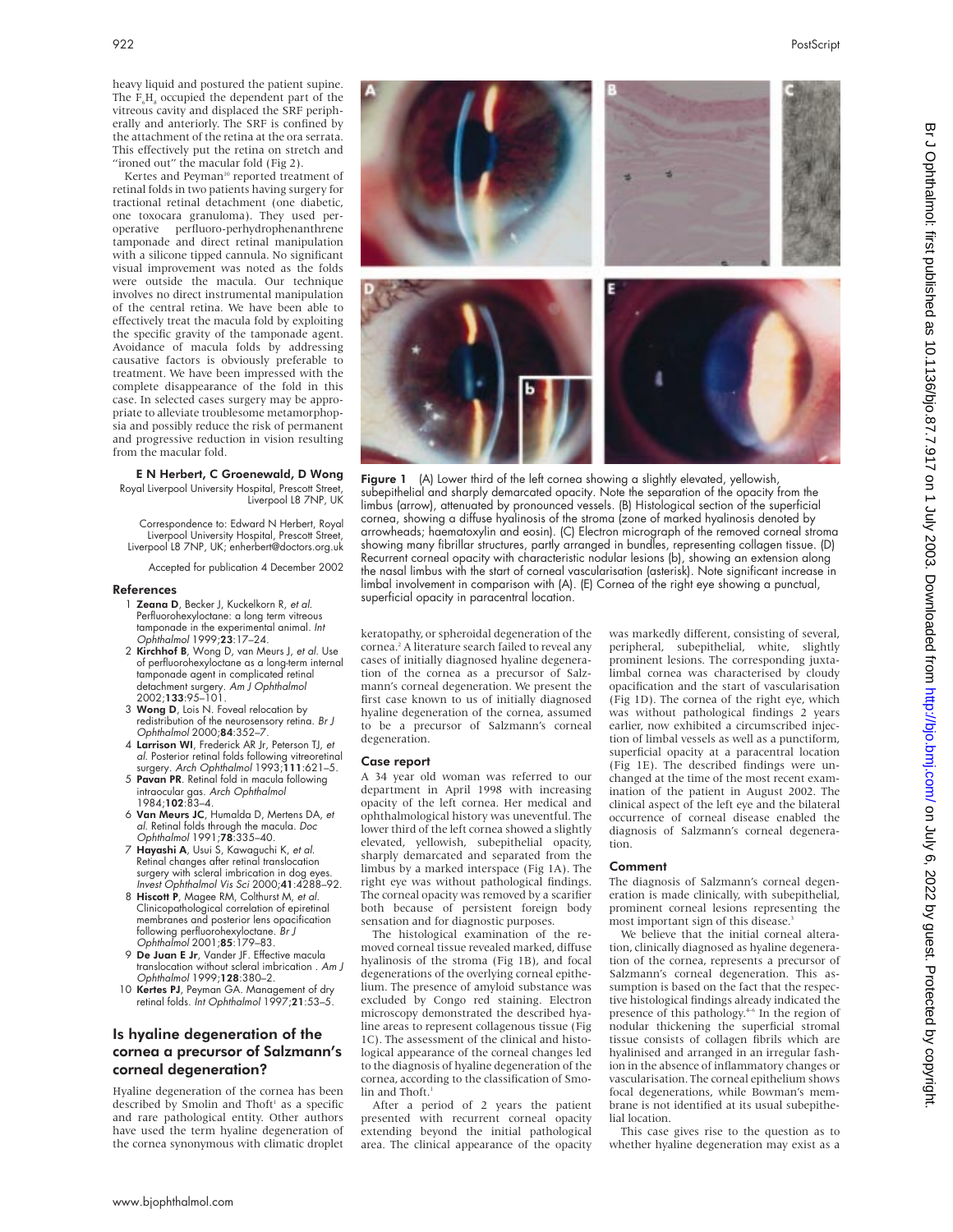heavy liquid and postured the patient supine. The $F_6H_8$ occupied the dependent part of the vitreous cavity and displaced the SRF peripherally and anteriorly. The SRF is confined by the attachment of the retina at the ora serrata. This effectively put the retina on stretch and "ironed out" the macular fold (Fig 2).

Kertes and Peyman[10] reported treatment of retinal folds in two patients having surgery for tractional retinal detachment (one diabetic, one toxocara granuloma). They used perioperative perfluoro-perhydrophenanthrene tamponade and direct retinal manipulation with a silicone tipped cannula. No significant visual improvement was noted as the folds were outside the macula. Our technique involves no direct instrumental manipulation of the central retina. We have been able to effectively treat the macula fold by exploiting the specific gravity of the tamponade agent. Avoidance of macula folds by addressing causative factors is obviously preferable to treatment. We have been impressed with the complete disappearance of the fold in this case. In selected cases surgery may be appropriate to alleviate troublesome metamorphopsia and possibly reduce the risk of permanent and progressive reduction in vision resulting from the macular fold.

**E N Herbert, C Groenewald, D Wong**
Royal Liverpool University Hospital, Prescott Street, Liverpool L8 7NP, UK

Correspondence to: Edward N Herbert, Royal Liverpool University Hospital, Prescott Street, Liverpool L8 7NP, UK; enherbert@doctors.org.uk

Accepted for publication 4 December 2002

### References

1. **Zeana D**, Becker J, Kuckelkorn R, *et al*. Perfluorohexyloctane: a long term vitreous tamponade in the experimental animal. *Int Ophthalmol* 1999;**23**:17–24.
2. **Kirchhof B**, Wong D, van Meurs J, *et al*. Use of perfluorohexyloctane as a long-term internal tamponade agent in complicated retinal detachment surgery. *Am J Ophthalmol* 2002;**133**:95–101.
3. **Wong D**, Lois N. Foveal relocation by redistribution of the neurosensory retina. *Br J Ophthalmol* 2000;**84**:352–7.
4. **Larrison WI**, Frederick AR Jr, Peterson TJ, *et al*. Posterior retinal folds following vitreoretinal surgery. *Arch Ophthalmol* 1993;**111**:621–5.
5. **Pavan PR**. Retinal fold in macula following intraocular gas. *Arch Ophthalmol* 1984;**102**:83–4.
6. **Van Meurs JC**, Humalda D, Mertens DA, *et al*. Retinal folds through the macula. *Doc Ophthalmol* 1991;**78**:335–40.
7. **Hayashi A**, Usui S, Kawaguchi K, *et al*. Retinal changes after retinal translocation surgery with scleral imbrication in dog eyes. *Invest Ophthalmol Vis Sci* 2000;**41**:4288–92.
8. **Hiscott P**, Magee RM, Colthurst M, *et al*. Clinicopathological correlation of epiretinal membranes and posterior lens opacification following perfluorohexyloctane. *Br J Ophthalmol* 2001;**85**:179–83.
9. **De Juan E Jr**, Vander JF. Effective macula translocation without scleral imbrication . *Am J Ophthalmol* 1999;**128**:380–2.
10. **Kertes PJ**, Peyman GA. Management of dry retinal folds. *Int Ophthalmol* 1997;**21**:53–5.

## Is hyaline degeneration of the cornea a precursor of Salzmann's corneal degeneration?

Hyaline degeneration of the cornea has been described by Smolin and Thoft[1] as a specific and rare pathological entity. Other authors have used the term hyaline degeneration of the cornea synonymous with climatic droplet keratopathy, or spheroidal degeneration of the cornea.[2] A literature search failed to reveal any cases of initially diagnosed hyaline degeneration of the cornea as a precursor of Salzmann's corneal degeneration. We present the first case known to us of initially diagnosed hyaline degeneration of the cornea, assumed to be a precursor of Salzmann's corneal degeneration.

**Figure 1** (A) Lower third of the left cornea showing a slightly elevated, yellowish, subepithelial and sharply demarcated opacity. Note the separation of the opacity from the limbus (arrow), attenuated by pronounced vessels. (B) Histological section of the superficial cornea, showing a diffuse hyalinosis of the stroma (zone of marked hyalinosis denoted by arrowheads; haematoxylin and eosin). (C) Electron micrograph of the removed corneal stroma showing many fibrillar structures, partly arranged in bundles, representing collagen tissue. (D) Recurrent corneal opacity with characteristic nodular lesions (b), showing an extension along the nasal limbus with the start of corneal vascularisation (asterisk). Note significant increase in limbal involvement in comparison with (A). (E) Cornea of the right eye showing a punctual, superficial opacity in paracentral location.

### Case report

A 34 year old woman was referred to our department in April 1998 with increasing opacity of the left cornea. Her medical and ophthalmological history was uneventful. The lower third of the left cornea showed a slightly elevated, yellowish, subepithelial opacity, sharply demarcated and separated from the limbus by a marked interspace (Fig 1A). The right eye was without pathological findings. The corneal opacity was removed by a scarifier both because of persistent foreign body sensation and for diagnostic purposes.

The histological examination of the removed corneal tissue revealed marked, diffuse hyalinosis of the stroma (Fig 1B), and focal degenerations of the overlying corneal epithelium. The presence of amyloid substance was excluded by Congo red staining. Electron microscopy demonstrated the described hyaline areas to represent collagenous tissue (Fig 1C). The assessment of the clinical and histological appearance of the corneal changes led to the diagnosis of hyaline degeneration of the cornea, according to the classification of Smolin and Thoft.[1]

After a period of 2 years the patient presented with recurrent corneal opacity extending beyond the initial pathological area. The clinical appearance of the opacity was markedly different, consisting of several, peripheral, subepithelial, white, slightly prominent lesions. The corresponding juxtalimbal cornea was characterised by cloudy opacification and the start of vascularisation (Fig 1D). The cornea of the right eye, which was without pathological findings 2 years earlier, now exhibited a circumscribed injection of limbal vessels as well as a punctiform, superficial opacity at a paracentral location (Fig 1E). The described findings were unchanged at the time of the most recent examination of the patient in August 2002. The clinical aspect of the left eye and the bilateral occurrence of corneal disease enabled the diagnosis of Salzmann's corneal degeneration.

### Comment

The diagnosis of Salzmann's corneal degeneration is made clinically, with subepithelial, prominent corneal lesions representing the most important sign of this disease.[3]

We believe that the initial corneal alteration, clinically diagnosed as hyaline degeneration of the cornea, represents a precursor of Salzmann's corneal degeneration. This assumption is based on the fact that the respective histological findings already indicated the presence of this pathology.[4–6] In the region of nodular thickening the superficial stromal tissue consists of collagen fibrils which are hyalinised and arranged in an irregular fashion in the absence of inflammatory changes or vascularisation. The corneal epithelium shows focal degenerations, while Bowman's membrane is not identified at its usual subepithelial location.

This case gives rise to the question as to whether hyaline degeneration may exist as a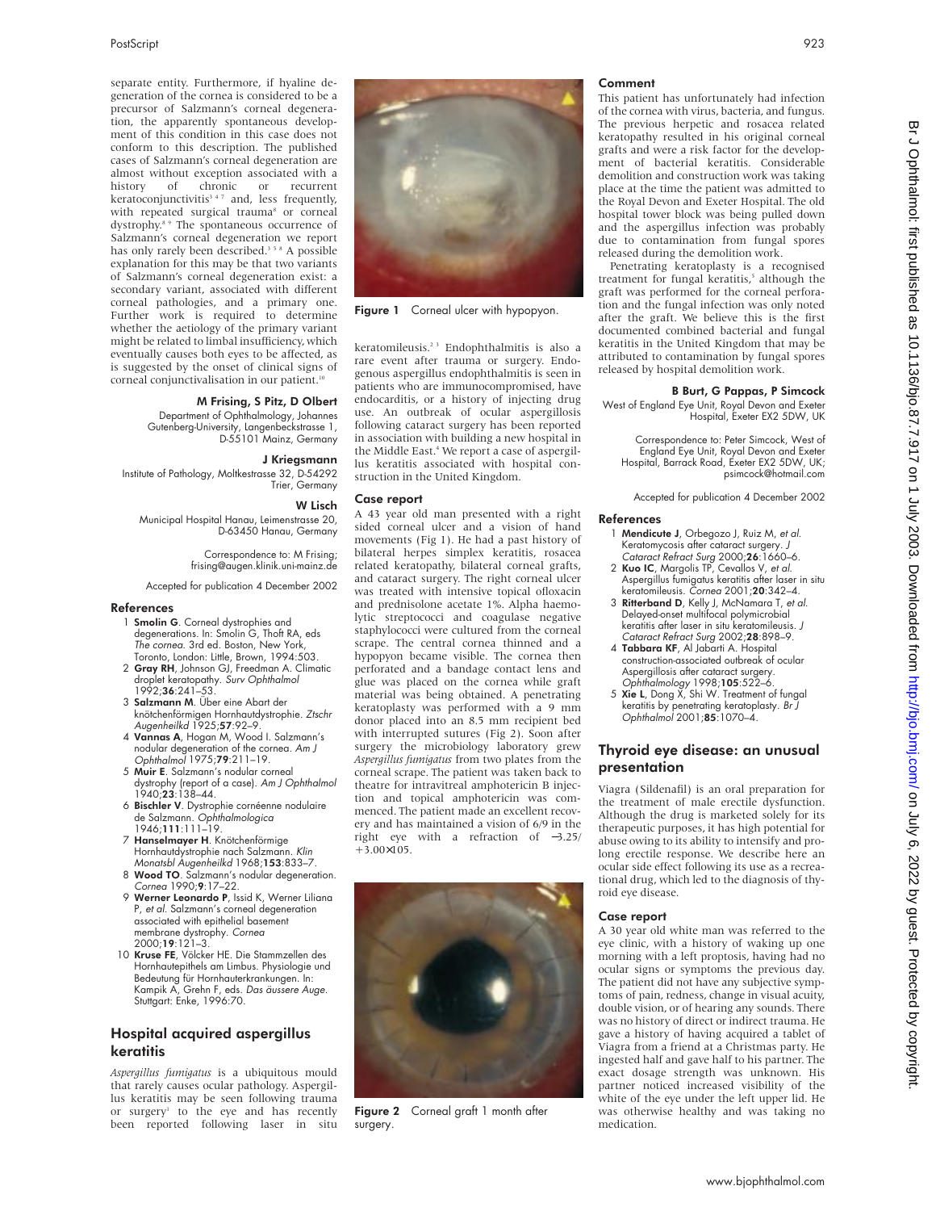separate entity. Furthermore, if hyaline degeneration of the cornea is considered to be a precursor of Salzmann's corneal degeneration, the apparently spontaneous development of this condition in this case does not conform to this description. The published cases of Salzmann's corneal degeneration are almost without exception associated with a history of chronic or recurrent keratoconjunctivitis[3 4 7] and, less frequently, with repeated surgical trauma[8] or corneal dystrophy.[8 9] The spontaneous occurrence of Salzmann's corneal degeneration we report has only rarely been described.[3 5 6] A possible explanation for this may be that two variants of Salzmann's corneal degeneration exist: a secondary variant, associated with different corneal pathologies, and a primary one. Further work is required to determine whether the aetiology of the primary variant might be related to limbal insufficiency, which eventually causes both eyes to be affected, as is suggested by the onset of clinical signs of corneal conjunctivalisation in our patient.[10]

**M Frising, S Pitz, D Olbert**
Department of Ophthalmology, Johannes Gutenberg-University, Langenbeckstrasse 1, D-55101 Mainz, Germany

**J Kriegsmann**
Institute of Pathology, Moltkestrasse 32, D-54292 Trier, Germany

**W Lisch**
Municipal Hospital Hanau, Leimenstrasse 20, D-63450 Hanau, Germany

Correspondence to: M Frising; frising@augen.klinik.uni-mainz.de

Accepted for publication 4 December 2002

### References

1. **Smolin G**. Corneal dystrophies and degenerations. In: Smolin G, Thoft RA, eds *The cornea*. 3rd ed. Boston, New York, Toronto, London: Little, Brown, 1994:503.
2. **Gray RH**, Johnson GJ, Freedman A. Climatic droplet keratopathy. *Surv Ophthalmol* 1992;**36**:241–53.
3. **Salzmann M**. Über eine Abart der knötchenförmigen Hornhautdystrophie. *Ztschr Augenheilkd* 1925;**57**:92–9.
4. **Vannas A**, Hogan M, Wood I. Salzmann's nodular degeneration of the cornea. *Am J Ophthalmol* 1975;**79**:211–19.
5. **Muir E**. Salzmann's nodular corneal dystrophy (report of a case). *Am J Ophthalmol* 1940;**23**:138–44.
6. **Bischler V**. Dystrophie cornéenne nodulaire de Salzmann. *Ophthalmologica* 1946;**111**:111–19.
7. **Hanselmayer H**. Knötchenförmige Hornhautdystrophie nach Salzmann. *Klin Monatsbl Augenheilkd* 1968;**153**:833–7.
8. **Wood TO**. Salzmann's nodular degeneration. *Cornea* 1990;**9**:17–22.
9. **Werner Leonardo P**, Issid K, Werner Liliana P, *et al*. Salzmann's corneal degeneration associated with epithelial basement membrane dystrophy. *Cornea* 2000;**19**:121–3.
10. **Kruse FE**, Völcker HE. Die Stammzellen des Hornhautepithels am Limbus. Physiologie und Bedeutung für Hornhauterkrankungen. In: Kampik A, Grehn F, eds. *Das äussere Auge*. Stuttgart: Enke, 1996:70.

## Hospital acquired aspergillus keratitis

*Aspergillus fumigatus* is a ubiquitous mould that rarely causes ocular pathology. Aspergillus keratitis may be seen following trauma or surgery[1] to the eye and has recently been reported following laser in situ keratomileusis.[2 3] Endophthalmitis is also a rare event after trauma or surgery. Endogenous aspergillus endophthalmitis is seen in patients who are immunocompromised, have endocarditis, or a history of injecting drug use. An outbreak of ocular aspergillosis following cataract surgery has been reported in association with building a new hospital in the Middle East.[4] We report a case of aspergillus keratitis associated with hospital construction in the United Kingdom.

Figure 1 Corneal ulcer with hypopyon.

### Case report

A 43 year old man presented with a right sided corneal ulcer and a vision of hand movements (Fig 1). He had a past history of bilateral herpes simplex keratitis, rosacea related keratopathy, bilateral corneal grafts, and cataract surgery. The right corneal ulcer was treated with intensive topical ofloxacin and prednisolone acetate 1%. Alpha haemolytic streptococci and coagulase negative staphylococci were cultured from the corneal scrape. The central cornea thinned and a hypopyon became visible. The cornea then perforated and a bandage contact lens and glue was placed on the cornea while graft material was being obtained. A penetrating keratoplasty was performed with a 9 mm donor placed into an 8.5 mm recipient bed with interrupted sutures (Fig 2). Soon after surgery the microbiology laboratory grew *Aspergillus fumigatus* from two plates from the corneal scrape. The patient was taken back to theatre for intravitreal amphotericin B injection and topical amphotericin was commenced. The patient made an excellent recovery and has maintained a vision of 6/9 in the right eye with a refraction of −3.25/ +3.00×105.

Figure 2 Corneal graft 1 month after surgery.

### Comment

This patient has unfortunately had infection of the cornea with virus, bacteria, and fungus. The previous herpetic and rosacea related keratopathy resulted in his original corneal grafts and were a risk factor for the development of bacterial keratitis. Considerable demolition and construction work was taking place at the time the patient was admitted to the Royal Devon and Exeter Hospital. The old hospital tower block was being pulled down and the aspergillus infection was probably due to contamination from fungal spores released during the demolition work.

Penetrating keratoplasty is a recognised treatment for fungal keratitis,[5] although the graft was performed for the corneal perforation and the fungal infection was only noted after the graft. We believe this is the first documented combined bacterial and fungal keratitis in the United Kingdom that may be attributed to contamination by fungal spores released by hospital demolition work.

**B Burt, G Pappas, P Simcock**
West of England Eye Unit, Royal Devon and Exeter Hospital, Exeter EX2 5DW, UK

Correspondence to: Peter Simcock, West of England Eye Unit, Royal Devon and Exeter Hospital, Barrack Road, Exeter EX2 5DW, UK; psimcock@hotmail.com

Accepted for publication 4 December 2002

### References

1. **Mendicute J**, Orbegozo J, Ruiz M, *et al*. Keratomycosis after cataract surgery. *J Cataract Refract Surg* 2000;**26**:1660–6.
2. **Kuo IC**, Margolis TP, Cevallos V, *et al*. Aspergillus fumigatus keratitis after laser in situ keratomileusis. *Cornea* 2001;**20**:342–4.
3. **Ritterband D**, Kelly J, McNamara T, *et al*. Delayed-onset multifocal polymicrobial keratitis after laser in situ keratomileusis. *J Cataract Refract Surg* 2002;**28**:898–9.
4. **Tabbara KF**, Al Jabarti A. Hospital construction-associated outbreak of ocular Aspergillosis after cataract surgery. *Ophthalmology* 1998;**105**:522–6.
5. **Xie L**, Dong X, Shi W. Treatment of fungal keratitis by penetrating keratoplasty. *Br J Ophthalmol* 2001;**85**:1070–4.

## Thyroid eye disease: an unusual presentation

Viagra (Sildenafil) is an oral preparation for the treatment of male erectile dysfunction. Although the drug is marketed solely for its therapeutic purposes, it has high potential for abuse owing to its ability to intensify and prolong erectile response. We describe here an ocular side effect following its use as a recreational drug, which led to the diagnosis of thyroid eye disease.

### Case report

A 30 year old white man was referred to the eye clinic, with a history of waking up one morning with a left proptosis, having had no ocular signs or symptoms the previous day. The patient did not have any subjective symptoms of pain, redness, change in visual acuity, double vision, or of hearing any sounds. There was no history of direct or indirect trauma. He gave a history of having acquired a tablet of Viagra from a friend at a Christmas party. He ingested half and gave half to his partner. The exact dosage strength was unknown. His partner noticed increased visibility of the white of the eye under the left upper lid. He was otherwise healthy and was taking no medication.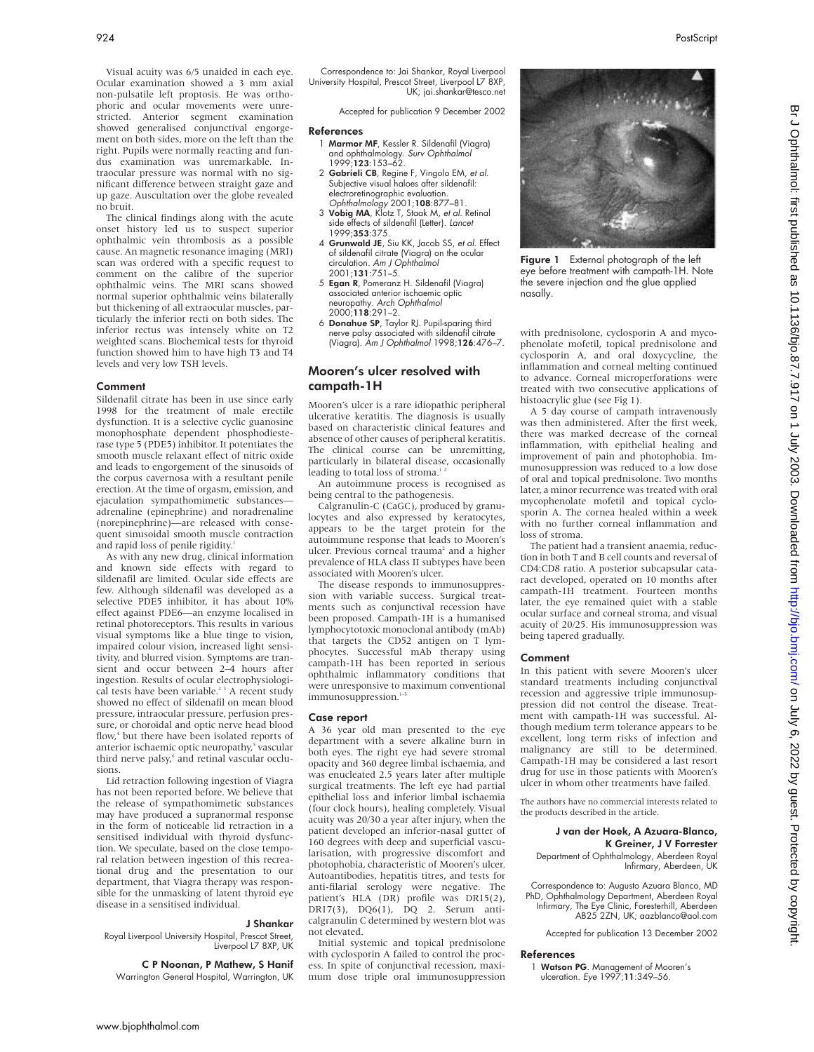Visual acuity was 6/5 unaided in each eye. Ocular examination showed a 3 mm axial non-pulsatile left proptosis. He was orthophoric and ocular movements were unrestricted. Anterior segment examination showed generalised conjunctival engorgement on both sides, more on the left than the right. Pupils were normally reacting and fundus examination was unremarkable. Intraocular pressure was normal with no significant difference between straight gaze and up gaze. Auscultation over the globe revealed no bruit.

The clinical findings along with the acute onset history led us to suspect superior ophthalmic vein thrombosis as a possible cause. An magnetic resonance imaging (MRI) scan was ordered with a specific request to comment on the calibre of the superior ophthalmic veins. The MRI scans showed normal superior ophthalmic veins bilaterally but thickening of all extraocular muscles, particularly the inferior recti on both sides. The inferior rectus was intensely white on T2 weighted scans. Biochemical tests for thyroid function showed him to have high T3 and T4 levels and very low TSH levels.

### Comment

Sildenafil citrate has been in use since early 1998 for the treatment of male erectile dysfunction. It is a selective cyclic guanosine monophosphate dependent phosphodiesterase type 5 (PDE5) inhibitor. It potentiates the smooth muscle relaxant effect of nitric oxide and leads to engorgement of the sinusoids of the corpus cavernosa with a resultant penile erection. At the time of orgasm, emission, and ejaculation sympathomimetic substances—adrenaline (epinephrine) and noradrenaline (norepinephrine)—are released with consequent sinusoidal smooth muscle contraction and rapid loss of penile rigidity.[1]

As with any new drug, clinical information and known side effects with regard to sildenafil are limited. Ocular side effects are few. Although sildenafil was developed as a selective PDE5 inhibitor, it has about 10% effect against PDE6—an enzyme localised in retinal photoreceptors. This results in various visual symptoms like a blue tinge to vision, impaired colour vision, increased light sensitivity, and blurred vision. Symptoms are transient and occur between 2–4 hours after ingestion. Results of ocular electrophysiological tests have been variable.[2,3] A recent study showed no effect of sildenafil on mean blood pressure, intraocular pressure, perfusion pressure, or choroidal and optic nerve head blood flow,[4] but there have been isolated reports of anterior ischaemic optic neuropathy,[5] vascular third nerve palsy,[6] and retinal vascular occlusions.

Lid retraction following ingestion of Viagra has not been reported before. We believe that the release of sympathomimetic substances may have produced a supranormal response in the form of noticeable lid retraction in a sensitised individual with thyroid dysfunction. We speculate, based on the close temporal relation between ingestion of this recreational drug and the presentation to our department, that Viagra therapy was responsible for the unmasking of latent thyroid eye disease in a sensitised individual.

**J Shankar**
Royal Liverpool University Hospital, Prescot Street, Liverpool L7 8XP, UK

**C P Noonan, P Mathew, S Hanif**
Warrington General Hospital, Warrington, UK

Correspondence to: Jai Shankar, Royal Liverpool University Hospital, Prescot Street, Liverpool L7 8XP, UK; jai.shankar@tesco.net

Accepted for publication 9 December 2002

### References

1 **Marmor MF**, Kessler R. Sildenafil (Viagra) and ophthalmology. *Surv Ophthalmol* 1999;**123**:153–62.
2 **Gabrieli CB**, Regine F, Vingolo EM, *et al*. Subjective visual haloes after sildenafil: electroretinographic evaluation. *Ophthalmology* 2001;**108**:877–81.
3 **Vobig MA**, Klotz T, Staak M, *et al*. Retinal side effects of sildenafil (Letter). *Lancet* 1999;**353**:375.
4 **Grunwald JE**, Siu KK, Jacob SS, *et al*. Effect of sildenafil citrate (Viagra) on the ocular circulation. *Am J Ophthalmol* 2001;**131**:751–5.
5 **Egan R**, Pomeranz H. Sildenafil (Viagra) associated anterior ischaemic optic neuropathy. *Arch Ophthalmol* 2000;**118**:291–2.
6 **Donahue SP**, Taylor RJ. Pupil-sparing third nerve palsy associated with sildenafil citrate (Viagra). *Am J Ophthalmol* 1998;**126**:476–7.

## Mooren's ulcer resolved with campath-1H

Mooren's ulcer is a rare idiopathic peripheral ulcerative keratitis. The diagnosis is usually based on characteristic clinical features and absence of other causes of peripheral keratitis. The clinical course can be unremitting, particularly in bilateral disease, occasionally leading to total loss of stroma.[1,2]

An autoimmune process is recognised as being central to the pathogenesis.

Calgranulin-C (CaGC), produced by granulocytes and also expressed by keratocytes, appears to be the target protein for the autoimmune response that leads to Mooren's ulcer. Previous corneal trauma[2] and a higher prevalence of HLA class II subtypes have been associated with Mooren's ulcer.

The disease responds to immunosuppression with variable success. Surgical treatments such as conjunctival recession have been proposed. Campath-1H is a humanised lymphocytotoxic monoclonal antibody (mAb) that targets the CD52 antigen on T lymphocytes. Successful mAb therapy using campath-1H has been reported in serious ophthalmic inflammatory conditions that were unresponsive to maximum conventional immunosuppression.[1–5]

### Case report

A 36 year old man presented to the eye department with a severe alkaline burn in both eyes. The right eye had severe stromal opacity and 360 degree limbal ischaemia, and was enucleated 2.5 years later after multiple surgical treatments. The left eye had partial epithelial loss and inferior limbal ischaemia (four clock hours), healing completely. Visual acuity was 20/30 a year after injury, when the patient developed an inferior-nasal gutter of 160 degrees with deep and superficial vascularisation, with progressive discomfort and photophobia, characteristic of Mooren's ulcer. Autoantibodies, hepatitis titres, and tests for anti-filarial serology were negative. The patient's HLA (DR) profile was DR15(2), DR17(3), DQ6(1), DQ 2. Serum anti-calgranulin C determined by western blot was not elevated.

Initial systemic and topical prednisolone with cyclosporin A failed to control the process. In spite of conjunctival recession, maximum dose triple oral immunosuppression with prednisolone, cyclosporin A and mycophenolate mofetil, topical prednisolone and cyclosporin A, and oral doxycycline, the inflammation and corneal melting continued to advance. Corneal microperforations were treated with two consecutive applications of histoacrylic glue (see Fig 1).

**Figure 1** External photograph of the left eye before treatment with campath-1H. Note the severe injection and the glue applied nasally.

A 5 day course of campath intravenously was then administered. After the first week, there was marked decrease of the corneal inflammation, with epithelial healing and improvement of pain and photophobia. Immunosuppression was reduced to a low dose of oral and topical prednisolone. Two months later, a minor recurrence was treated with oral mycophenolate mofetil and topical cyclosporin A. The cornea healed within a week with no further corneal inflammation and loss of stroma.

The patient had a transient anaemia, reduction in both T and B cell counts and reversal of CD4:CD8 ratio. A posterior subcapsular cataract developed, operated on 10 months after campath-1H treatment. Fourteen months later, the eye remained quiet with a stable ocular surface and corneal stroma, and visual acuity of 20/25. His immunosuppression was being tapered gradually.

### Comment

In this patient with severe Mooren's ulcer standard treatments including conjunctival recession and aggressive triple immunosuppression did not control the disease. Treatment with campath-1H was successful. Although medium term tolerance appears to be excellent, long term risks of infection and malignancy are still to be determined. Campath-1H may be considered a last resort drug for use in those patients with Mooren's ulcer in whom other treatments have failed.

The authors have no commercial interests related to the products described in the article.

**J van der Hoek, A Azuara-Blanco, K Greiner, J V Forrester**
Department of Ophthalmology, Aberdeen Royal Infirmary, Aberdeen, UK

Correspondence to: Augusto Azuara Blanco, MD PhD, Ophthalmology Department, Aberdeen Royal Infirmary, The Eye Clinic, Foresterhill, Aberdeen AB25 2ZN, UK; aazblanco@aol.com

Accepted for publication 13 December 2002

### References

1 **Watson PG**. Management of Mooren's ulceration. *Eye* 1997;**11**:349–56.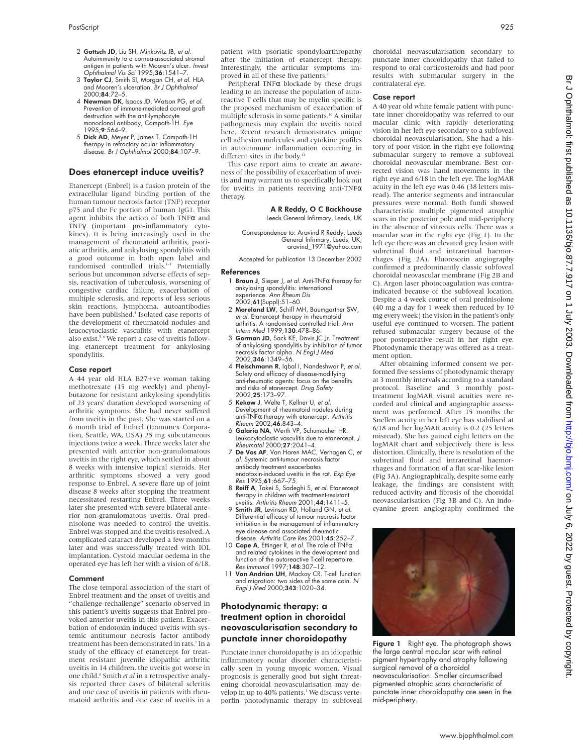2 **Gottsch JD**, Liu SH, Minkovitz JB, *et al*. Autoimmunity to a cornea-associated stromal antigen in patients with Mooren's ulcer. *Invest Ophthalmol Vis Sci* 1995;**36**:1541–7.

3 **Taylor CJ**, Smith SI, Morgan CH, *et al*. HLA and Mooren's ulceration. *Br J Ophthalmol* 2000;**84**:72–5.

4 **Newman DK**, Isaacs JD, Watson PG, *et al*. Prevention of immune-mediated corneal graft destruction with the anti-lymphocyte monoclonal antibody, Campath-1H. *Eye* 1995;**9**:564–9.

5 **Dick AD**, Meyer P, James T. Campath-1H therapy in refractory ocular inflammatory disease. *Br J Ophthalmol* 2000;**84**:107–9.

## Does etanercept induce uveitis?

Etanercept (Enbrel) is a fusion protein of the extracellular ligand binding portion of the human tumour necrosis factor (TNF) receptor p75 and the Fc portion of human IgG1. This agent inhibits the action of both TNFα and TNFγ (important pro-inflammatory cytokines). It is being increasingly used in the management of rheumatoid arthritis, psoriatic arthritis, and ankylosing spondylitis with a good outcome in both open label and randomised controlled trials.[1–3] Potentially serious but uncommon adverse effects of sepsis, reactivation of tuberculosis, worsening of congestive cardiac failure, exacerbation of multiple sclerosis, and reports of less serious skin reactions, lymphoma, autoantibodies have been published.[4] Isolated case reports of the development of rheumatoid nodules and leucocytoclastic vasculitis with etanercept also exist.[5 6] We report a case of uveitis following etanercept treatment for ankylosing spondylitis.

### Case report

A 44 year old HLA B27+ve woman taking methotrexate (15 mg weekly) and phenylbutazone for resistant ankylosing spondylitis of 23 years' duration developed worsening of arthritic symptoms. She had never suffered from uveitis in the past. She was started on a 6 month trial of Enbrel (Immunex Corporation, Seattle, WA, USA) 25 mg subcutaneous injections twice a week. Three weeks later she presented with anterior non-granulomatous uveitis in the right eye, which settled in about 8 weeks with intensive topical steroids. Her arthritic symptoms showed a very good response to Enbrel. A severe flare up of joint disease 8 weeks after stopping the treatment necessitated restarting Enbrel. Three weeks later she presented with severe bilateral anterior non-granulomatous uveitis. Oral prednisolone was needed to control the uveitis. Enbrel was stopped and the uveitis resolved. A complicated cataract developed a few months later and was successfully treated with IOL implantation. Cystoid macular oedema in the operated eye has left her with a vision of 6/18.

### Comment

The close temporal association of the start of Enbrel treatment and the onset of uveitis and "challenge-rechallenge" scenario observed in this patient's uveitis suggests that Enbrel provoked anterior uveitis in this patient. Exacerbation of endotoxin induced uveitis with systemic antitumour necrosis factor antibody treatment has been demonstrated in rats.[7] In a study of the efficacy of etanercept for treatment resistant juvenile idiopathic arthritic uveitis in 14 children, the uveitis got worse in one child.[8] Smith *et al* in a retrospective analysis reported three cases of bilateral scleritis and one case of uveitis in patients with rheumatoid arthritis and one case of uveitis in a patient with psoriatic spondyloarthropathy after the initiation of etanercept therapy. Interestingly, the articular symptoms improved in all of these five patients.[9]

Peripheral TNFα blockade by these drugs leading to an increase the population of autoreactive T cells that may be myelin specific is the proposed mechanism of exacerbation of multiple sclerosis in some patients.[10] A similar pathogenesis may explain the uveitis noted here. Recent research demonstrates unique cell adhesion molecules and cytokine profiles in autoimmune inflammation occurring in different sites in the body.[11]

This case report aims to create an awareness of the possibility of exacerbation of uveitis and may warrant us to specifically look out for uveitis in patients receiving anti-TNFα therapy.

**A R Reddy, O C Backhouse**
Leeds General Infirmary, Leeds, UK

Correspondence to: Aravind R Reddy, Leeds General Infirmary, Leeds, UK; aravind_1971@yahoo.com

Accepted for publication 13 December 2002

### References

1 **Braun J**, Sieper J, *et al*. Anti-TNFα therapy for ankylosing spondylitis: international experience. *Ann Rheum Dis* 2002;**61**(Suppl):51–60.

2 **Moreland LW**, Schiff MH, Baumgartner SW, *et al*. Etanercept therapy in rheumatoid arthritis. A randomised controlled trial. *Ann Intern Med* 1999;**130**:478–86.

3 **Gorman JD**, Sack KE, Davis JC Jr. Treatment of ankylosing spondylitis by inhibition of tumor necrosis factor alpha. *N Engl J Med* 2002;**346**:1349–56.

4 **Fleischmann R**, Iqbal I, Nandeshwar P, *et al*. Safety and efficacy of disease-modifying anti-rheumatic agents: focus on the benefits and risks of etanercept. *Drug Safety* 2002;**25**:173–97.

5 **Kekow J**, Welte T, Kellner U, *et al*. Development of rheumatoid nodules during anti-TNFα therapy with etanercept. *Arthritis Rheum* 2002;**46**:843–4.

6 **Galaria NA**, Werth VP, Schumacher HR. Leukocytoclastic vasculitis due to etanercept. *J Rheumatol* 2000;**27**:2041–4.

7 **De Vos AF**, Van Haren MAC, Verhagen C, *et al*. Systemic anti-tumour necrosis factor antibody treatment exacerbates endotoxin-induced uveitis in the rat. *Exp Eye Res* 1995;**61**:667–75.

8 **Reiff A**, Takei S, Sadeghi S, *et al*. Etanercept therapy in children with treatment-resistant uveitis. *Arthritis Rheum* 2001;**44**:1411–5.

9 **Smith JR**, Levinson RD, Holland GN, *et al*. Differential efficacy of tumour necrosis factor inhibition in the management of inflammatory eye disease and associated rheumatic disease. *Arthritis Care Res* 2001;**45**:252–7.

10 **Cope A**, Ettinger R, *et al*. The role of TNFα and related cytokines in the development and function of the autoreactive T-cell repertoire. *Res Immunol* 1997;**148**:307–12.

11 **Von Andrian UH**, Mackay CR. T-cell function and migration: two sides of the same coin. *N Engl J Med* 2000;**343**:1020–34.

## Photodynamic therapy: a treatment option in choroidal neovascularisation secondary to punctate inner choroidopathy

Punctate inner choroidopathy is an idiopathic inflammatory ocular disorder characteristically seen in young myopic women. Visual prognosis is generally good but sight threatening choroidal neovascularisation may develop in up to 40% patients.[1] We discuss verteporfin photodynamic therapy in subfoveal choroidal neovascularisation secondary to punctate inner choroidopathy that failed to respond to oral corticosteroids and had poor results with submacular surgery in the contralateral eye.

### Case report

A 40 year old white female patient with punctate inner choroidopathy was referred to our macular clinic with rapidly deteriorating vision in her left eye secondary to a subfoveal choroidal neovascularisation. She had a history of poor vision in the right eye following submacular surgery to remove a subfoveal choroidal neovascular membrane. Best corrected vision was hand movements in the right eye and 6/18 in the left eye. The logMAR acuity in the left eye was 0.46 (38 letters misread). The anterior segments and intraocular pressures were normal. Both fundi showed characteristic multiple pigmented atrophic scars in the posterior pole and mid-periphery in the absence of vitreous cells. There was a macular scar in the right eye (Fig 1). In the left eye there was an elevated grey lesion with subretinal fluid and intraretinal haemorrhages (Fig 2A). Fluorescein angiography confirmed a predominantly classic subfoveal choroidal neovascular membrane (Fig 2B and C). Argon laser photocoagulation was contraindicated because of the subfoveal location. Despite a 4 week course of oral prednisolone (40 mg a day for 1 week then reduced by 10 mg every week) the vision in the patient's only useful eye continued to worsen. The patient refused submacular surgery because of the poor postoperative result in her right eye. Photodynamic therapy was offered as a treatment option.

After obtaining informed consent we performed five sessions of photodynamic therapy at 3 monthly intervals according to a standard protocol. Baseline and 3 monthly post-treatment logMAR visual acuities were recorded and clinical and angiographic assessment was performed. After 15 months the Snellen acuity in her left eye has stabilised at 6/18 and her logMAR acuity is 0.2 (25 letters misread). She has gained eight letters on the logMAR chart and subjectively there is less distortion. Clinically, there is resolution of the subretinal fluid and intraretinal haemorrhages and formation of a flat scar-like lesion (Fig 3A). Angiographically, despite some early leakage, the findings are consistent with reduced activity and fibrosis of the choroidal neovascularisation (Fig 3B and C). An indocyanine green angiography confirmed the

**Figure 1** Right eye. The photograph shows the large central macular scar with retinal pigment hypertrophy and atrophy following surgical removal of a choroidal neovascularisation. Smaller circumscribed pigmented atrophic scars characteristic of punctate inner choroidopathy are seen in the mid-periphery.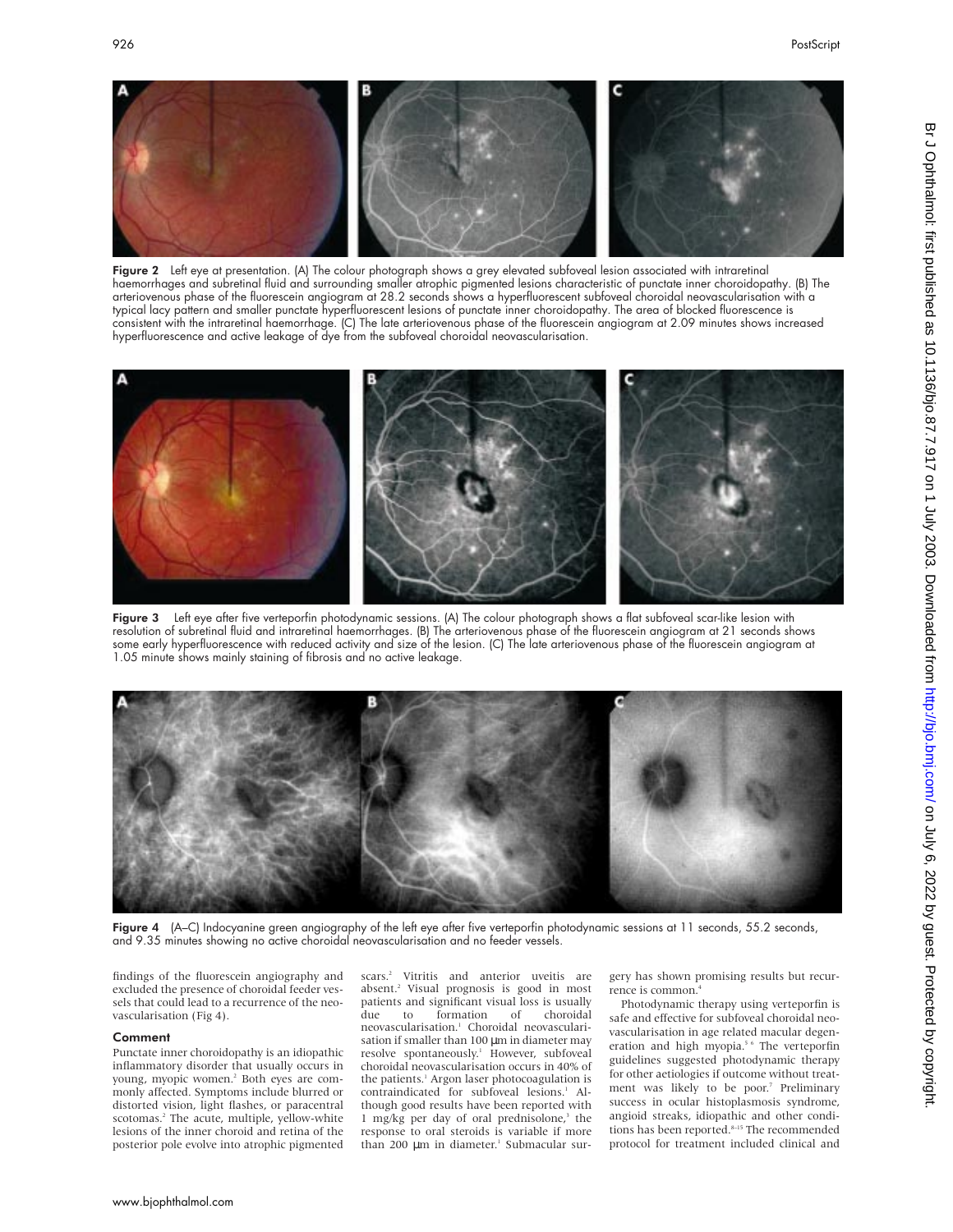**Figure 2** Left eye at presentation. (A) The colour photograph shows a grey elevated subfoveal lesion associated with intraretinal haemorrhages and subretinal fluid and surrounding smaller atrophic pigmented lesions characteristic of punctate inner choroidopathy. (B) The arteriovenous phase of the fluorescein angiogram at 28.2 seconds shows a hyperfluorescent subfoveal choroidal neovascularisation with a typical lacy pattern and smaller punctate hyperfluorescent lesions of punctate inner choroidopathy. The area of blocked fluorescence is consistent with the intraretinal haemorrhage. (C) The late arteriovenous phase of the fluorescein angiogram at 2.09 minutes shows increased hyperfluorescence and active leakage of dye from the subfoveal choroidal neovascularisation.

**Figure 3** Left eye after five verteporfin photodynamic sessions. (A) The colour photograph shows a flat subfoveal scar-like lesion with resolution of subretinal fluid and intraretinal haemorrhages. (B) The arteriovenous phase of the fluorescein angiogram at 21 seconds shows some early hyperfluorescence with reduced activity and size of the lesion. (C) The late arteriovenous phase of the fluorescein angiogram at 1.05 minute shows mainly staining of fibrosis and no active leakage.

**Figure 4** (A–C) Indocyanine green angiography of the left eye after five verteporfin photodynamic sessions at 11 seconds, 55.2 seconds, and 9.35 minutes showing no active choroidal neovascularisation and no feeder vessels.

findings of the fluorescein angiography and excluded the presence of choroidal feeder vessels that could lead to a recurrence of the neovascularisation (Fig 4).

## Comment

Punctate inner choroidopathy is an idiopathic inflammatory disorder that usually occurs in young, myopic women.[2] Both eyes are commonly affected. Symptoms include blurred or distorted vision, light flashes, or paracentral scotomas.[2] The acute, multiple, yellow-white lesions of the inner choroid and retina of the posterior pole evolve into atrophic pigmented scars.[2] Vitritis and anterior uveitis are absent.[2] Visual prognosis is good in most patients and significant visual loss is usually due to formation of choroidal neovascularisation.[1] Choroidal neovascularisation if smaller than 100 μm in diameter may resolve spontaneously.[1] However, subfoveal choroidal neovascularisation occurs in 40% of the patients.[1] Argon laser photocoagulation is contraindicated for subfoveal lesions.[1] Although good results have been reported with 1 mg/kg per day of oral prednisolone,[3] the response to oral steroids is variable if more than 200 μm in diameter.[1] Submacular surgery has shown promising results but recurrence is common.[4]

Photodynamic therapy using verteporfin is safe and effective for subfoveal choroidal neovascularisation in age related macular degeneration and high myopia.[5,6] The verteporfin guidelines suggested photodynamic therapy for other aetiologies if outcome without treatment was likely to be poor.[7] Preliminary success in ocular histoplasmosis syndrome, angioid streaks, idiopathic and other conditions has been reported.[8–15] The recommended protocol for treatment included clinical and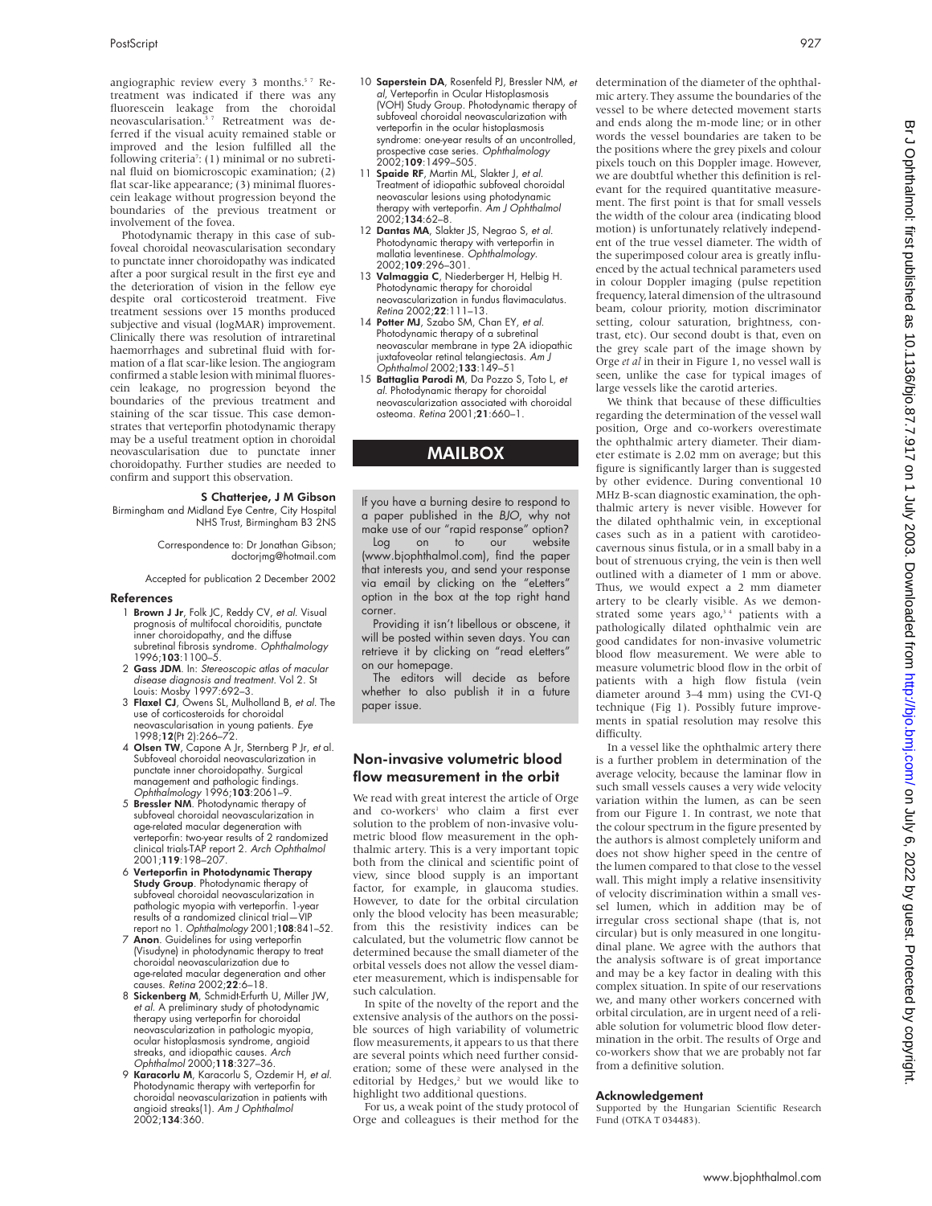angiographic review every 3 months.[5 7] Retreatment was indicated if there was any fluorescein leakage from the choroidal neovascularisation.[5 7] Retreatment was deferred if the visual acuity remained stable or improved and the lesion fulfilled all the following criteria[7]: (1) minimal or no subretinal fluid on biomicroscopic examination; (2) flat scar-like appearance; (3) minimal fluorescein leakage without progression beyond the boundaries of the previous treatment or involvement of the fovea.

Photodynamic therapy in this case of subfoveal choroidal neovascularisation secondary to punctate inner choroidopathy was indicated after a poor surgical result in the first eye and the deterioration of vision in the fellow eye despite oral corticosteroid treatment. Five treatment sessions over 15 months produced subjective and visual (logMAR) improvement. Clinically there was resolution of intraretinal haemorrhages and subretinal fluid with formation of a flat scar-like lesion. The angiogram confirmed a stable lesion with minimal fluorescein leakage, no progression beyond the boundaries of the previous treatment and staining of the scar tissue. This case demonstrates that verteporfin photodynamic therapy may be a useful treatment option in choroidal neovascularisation due to punctate inner choroidopathy. Further studies are needed to confirm and support this observation.

**S Chatterjee, J M Gibson**
Birmingham and Midland Eye Centre, City Hospital NHS Trust, Birmingham B3 2NS

Correspondence to: Dr Jonathan Gibson; doctorjmg@hotmail.com

Accepted for publication 2 December 2002

### References

1 **Brown J Jr**, Folk JC, Reddy CV, *et al*. Visual prognosis of multifocal choroiditis, punctate inner choroidopathy, and the diffuse subretinal fibrosis syndrome. *Ophthalmology* 1996;**103**:1100–5.
2 **Gass JDM**. In: *Stereoscopic atlas of macular disease diagnosis and treatment*. Vol 2. St Louis: Mosby 1997:692–3.
3 **Flaxel CJ**, Owens SL, Mulholland B, *et al*. The use of corticosteroids for choroidal neovascularisation in young patients. *Eye* 1998;**12**(Pt 2):266–72.
4 **Olsen TW**, Capone A Jr, Sternberg P Jr, *et al*. Subfoveal choroidal neovascularization in punctate inner choroidopathy. Surgical management and pathologic findings. *Ophthalmology* 1996;**103**:2061–9.
5 **Bressler NM**. Photodynamic therapy of subfoveal choroidal neovascularization in age-related macular degeneration with verteporfin: two-year results of 2 randomized clinical trials-TAP report 2. *Arch Ophthalmol* 2001;**119**:198–207.
6 **Verteporfin in Photodynamic Therapy Study Group**. Photodynamic therapy of subfoveal choroidal neovascularization in pathologic myopia with verteporfin. 1-year results of a randomized clinical trial—VIP report no 1. *Ophthalmology* 2001;**108**:841–52.
7 **Anon**. Guidelines for using verteporfin (Visudyne) in photodynamic therapy to treat choroidal neovascularization due to age-related macular degeneration and other causes. *Retina* 2002;**22**:6–18.
8 **Sickenberg M**, Schmidt-Erfurth U, Miller JW, *et al*. A preliminary study of photodynamic therapy using verteporfin for choroidal neovascularization in pathologic myopia, ocular histoplasmosis syndrome, angioid streaks, and idiopathic causes. *Arch Ophthalmol* 2000;**118**:327–36.
9 **Karacorlu M**, Karacorlu S, Ozdemir H, *et al*. Photodynamic therapy with verteporfin for choroidal neovascularization in patients with angioid streaks(1). *Am J Ophthalmol* 2002;**134**:360.
10 **Saperstein DA**, Rosenfeld PJ, Bressler NM, *et al*, Verteporfin in Ocular Histoplasmosis (VOH) Study Group. Photodynamic therapy of subfoveal choroidal neovascularization with verteporfin in the ocular histoplasmosis syndrome: one-year results of an uncontrolled, prospective case series. *Ophthalmology* 2002;**109**:1499–505.
11 **Spaide RF**, Martin ML, Slakter J, *et al*. Treatment of idiopathic subfoveal choroidal neovascular lesions using photodynamic therapy with verteporfin. *Am J Ophthalmol* 2002;**134**:62–8.
12 **Dantas MA**, Slakter JS, Negrao S, *et al*. Photodynamic therapy with verteporfin in mallatia leventinese. *Ophthalmology*. 2002;**109**:296–301.
13 **Valmaggia C**, Niederberger H, Helbig H. Photodynamic therapy for choroidal neovascularization in fundus flavimaculatus. *Retina* 2002;**22**:111–13.
14 **Potter MJ**, Szabo SM, Chan EY, *et al*. Photodynamic therapy of a subretinal neovascular membrane in type 2A idiopathic juxtafoveolar retinal telangiectasis. *Am J Ophthalmol* 2002;**133**:149–51
15 **Battaglia Parodi M**, Da Pozzo S, Toto L, *et al*. Photodynamic therapy for choroidal neovascularization associated with choroidal osteoma. *Retina* 2001;**21**:660–1.

# MAILBOX

If you have a burning desire to respond to a paper published in the *BJO*, why not make use of our "rapid response" option? Log on to our website (www.bjophthalmol.com), find the paper that interests you, and send your response via email by clicking on the "eLetters" option in the box at the top right hand corner.

Providing it isn't libellous or obscene, it will be posted within seven days. You can retrieve it by clicking on "read eLetters" on our homepage.

The editors will decide as before whether to also publish it in a future paper issue.

## Non-invasive volumetric blood flow measurement in the orbit

We read with great interest the article of Orge and co-workers[1] who claim a first ever solution to the problem of non-invasive volumetric blood flow measurement in the ophthalmic artery. This is a very important topic both from the clinical and scientific point of view, since blood supply is an important factor, for example, in glaucoma studies. However, to date for the orbital circulation only the blood velocity has been measurable; from this the resistivity indices can be calculated, but the volumetric flow cannot be determined because the small diameter of the orbital vessels does not allow the vessel diameter measurement, which is indispensable for such calculation.

In spite of the novelty of the report and the extensive analysis of the authors on the possible sources of high variability of volumetric flow measurements, it appears to us that there are several points which need further consideration; some of these were analysed in the editorial by Hedges,[2] but we would like to highlight two additional questions.

For us, a weak point of the study protocol of Orge and colleagues is their method for the determination of the diameter of the ophthalmic artery. They assume the boundaries of the vessel to be where detected movement starts and ends along the m-mode line; or in other words the vessel boundaries are taken to be the positions where the grey pixels and colour pixels touch on this Doppler image. However, we are doubtful whether this definition is relevant for the required quantitative measurement. The first point is that for small vessels the width of the colour area (indicating blood motion) is unfortunately relatively independent of the true vessel diameter. The width of the superimposed colour area is greatly influenced by the actual technical parameters used in colour Doppler imaging (pulse repetition frequency, lateral dimension of the ultrasound beam, colour priority, motion discriminator setting, colour saturation, brightness, contrast, etc). Our second doubt is that, even on the grey scale part of the image shown by Orge *et al* in their in Figure 1, no vessel wall is seen, unlike the case for typical images of large vessels like the carotid arteries.

We think that because of these difficulties regarding the determination of the vessel wall position, Orge and co-workers overestimate the ophthalmic artery diameter. Their diameter estimate is 2.02 mm on average; but this figure is significantly larger than is suggested by other evidence. During conventional 10 MHz B-scan diagnostic examination, the ophthalmic artery is never visible. However for the dilated ophthalmic vein, in exceptional cases such as in a patient with carotideocavernous sinus fistula, or in a small baby in a bout of strenuous crying, the vein is then well outlined with a diameter of 1 mm or above. Thus, we would expect a 2 mm diameter artery to be clearly visible. As we demonstrated some years ago,[3 4] patients with a pathologically dilated ophthalmic vein are good candidates for non-invasive volumetric blood flow measurement. We were able to measure volumetric blood flow in the orbit of patients with a high flow fistula (vein diameter around 3–4 mm) using the CVI-Q technique (Fig 1). Possibly future improvements in spatial resolution may resolve this difficulty.

In a vessel like the ophthalmic artery there is a further problem in determination of the average velocity, because the laminar flow in such small vessels causes a very wide velocity variation within the lumen, as can be seen from our Figure 1. In contrast, we note that the colour spectrum in the figure presented by the authors is almost completely uniform and does not show higher speed in the centre of the lumen compared to that close to the vessel wall. This might imply a relative insensitivity of velocity discrimination within a small vessel lumen, which in addition may be of irregular cross sectional shape (that is, not circular) but is only measured in one longitudinal plane. We agree with the authors that the analysis software is of great importance and may be a key factor in dealing with this complex situation. In spite of our reservations we, and many other workers concerned with orbital circulation, are in urgent need of a reliable solution for volumetric blood flow determination in the orbit. The results of Orge and co-workers show that we are probably not far from a definitive solution.

### Acknowledgement

Supported by the Hungarian Scientific Research Fund (OTKA T 034483).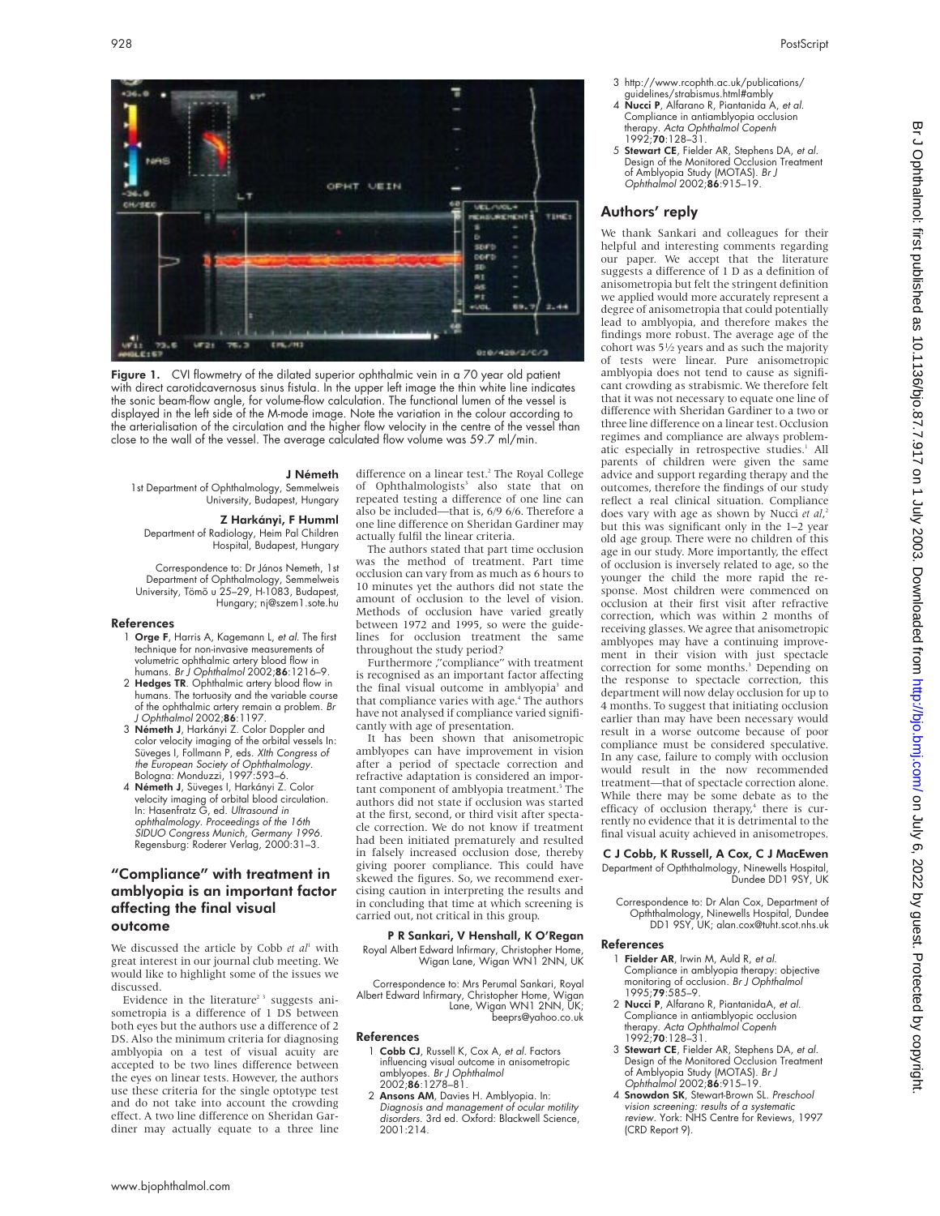**Figure 1.** CVI flowmetry of the dilated superior ophthalmic vein in a 70 year old patient with direct carotidcavernosus sinus fistula. In the upper left image the thin white line indicates the sonic beam-flow angle, for volume-flow calculation. The functional lumen of the vessel is displayed in the left side of the M-mode image. Note the variation in the colour according to the arterialisation of the circulation and the higher flow velocity in the centre of the vessel than close to the wall of the vessel. The average calculated flow volume was 59.7 ml/min.

**J Németh**
1st Department of Ophthalmology, Semmelweis University, Budapest, Hungary

**Z Harkányi, F Humml**
Department of Radiology, Heim Pal Children Hospital, Budapest, Hungary

Correspondence to: Dr János Nemeth, 1st Department of Ophthalmology, Semmelweis University, Tömő u 25–29, H-1083, Budapest, Hungary; nj@szem1.sote.hu

### References

1. **Orge F**, Harris A, Kagemann L, *et al*. The first technique for non-invasive measurements of volumetric ophthalmic artery blood flow in humans. *Br J Ophthalmol* 2002;**86**:1216–9.
2. **Hedges TR**. Ophthalmic artery blood flow in humans. The tortuosity and the variable course of the ophthalmic artery remain a problem. *Br J Ophthalmol* 2002;**86**:1197.
3. **Németh J**, Harkányi Z. Color Doppler and color velocity imaging of the orbital vessels In: Süveges I, Follmann P, eds. *XIth Congress of the European Society of Ophthalmology*. Bologna: Monduzzi, 1997:593–6.
4. **Németh J**, Süveges I, Harkányi Z. Color velocity imaging of orbital blood circulation. In: Hasenfratz G, ed. *Ultrasound in ophthalmology. Proceedings of the 16th SIDUO Congress Munich, Germany 1996*. Regensburg: Roderer Verlag, 2000:31–3.

## "Compliance" with treatment in amblyopia is an important factor affecting the final visual outcome

We discussed the article by Cobb *et al*[1] with great interest in our journal club meeting. We would like to highlight some of the issues we discussed.

Evidence in the literature[2,3] suggests anisometropia is a difference of 1 DS between both eyes but the authors use a difference of 2 DS. Also the minimum criteria for diagnosing amblyopia on a test of visual acuity are accepted to be two lines difference between the eyes on linear tests. However, the authors use these criteria for the single optotype test and do not take into account the crowding effect. A two line difference on Sheridan Gardiner may actually equate to a three line difference on a linear test.[2] The Royal College of Ophthalmologists[3] also state that on repeated testing a difference of one line can also be included—that is, 6/9 6/6. Therefore a one line difference on Sheridan Gardiner may actually fulfil the linear criteria.

The authors stated that part time occlusion was the method of treatment. Part time occlusion can vary from as much as 6 hours to 10 minutes yet the authors did not state the amount of occlusion to the level of vision. Methods of occlusion have varied greatly between 1972 and 1995, so were the guidelines for occlusion treatment the same throughout the study period?

Furthermore ,"compliance" with treatment is recognised as an important factor affecting the final visual outcome in amblyopia[3] and that compliance varies with age.[4] The authors have not analysed if compliance varied significantly with age of presentation.

It has been shown that anisometropic amblyopes can have improvement in vision after a period of spectacle correction and refractive adaptation is considered an important component of amblyopia treatment.[5] The authors did not state if occlusion was started at the first, second, or third visit after spectacle correction. We do not know if treatment had been initiated prematurely and resulted in falsely increased occlusion dose, thereby giving poorer compliance. This could have skewed the figures. So, we recommend exercising caution in interpreting the results and in concluding that time at which screening is carried out, not critical in this group.

**P R Sankari, V Henshall, K O'Regan**
Royal Albert Edward Infirmary, Christopher Home, Wigan Lane, Wigan WN1 2NN, UK

Correspondence to: Mrs Perumal Sankari, Royal Albert Edward Infirmary, Christopher Home, Wigan Lane, Wigan WN1 2NN, UK; beeprs@yahoo.co.uk

### References

1. **Cobb CJ**, Russell K, Cox A, *et al*. Factors influencing visual outcome in anisometropic amblyopes. *Br J Ophthalmol* 2002;**86**:1278–81.
2. **Ansons AM**, Davies H. Amblyopia. In: *Diagnosis and management of ocular motility disorders*. 3rd ed. Oxford: Blackwell Science, 2001:214.
3. http://www.rcophth.ac.uk/publications/guidelines/strabismus.html#ambly
4. **Nucci P**, Alfarano R, Piantanida A, *et al*. Compliance in antiamblyopia occlusion therapy. *Acta Ophthalmol Copenh* 1992;**70**:128–31.
5. **Stewart CE**, Fielder AR, Stephens DA, *et al*. Design of the Monitored Occlusion Treatment of Amblyopia Study (MOTAS). *Br J Ophthalmol* 2002;**86**:915–19.

## Authors' reply

We thank Sankari and colleagues for their helpful and interesting comments regarding our paper. We accept that the literature suggests a difference of 1 D as a definition of anisometropia but felt the stringent definition we applied would more accurately represent a degree of anisometropia that could potentially lead to amblyopia, and therefore makes the findings more robust. The average age of the cohort was 5½ years and as such the majority of tests were linear. Pure anisometropic amblyopia does not tend to cause as significant crowding as strabismic. We therefore felt that it was not necessary to equate one line of difference with Sheridan Gardiner to a two or three line difference on a linear test. Occlusion regimes and compliance are always problematic especially in retrospective studies.[1] All parents of children were given the same advice and support regarding therapy and the outcomes, therefore the findings of our study reflect a real clinical situation. Compliance does vary with age as shown by Nucci *et al*,[2] but this was significant only in the 1–2 year old age group. There were no children of this age in our study. More importantly, the effect of occlusion is inversely related to age, so the younger the child the more rapid the response. Most children were commenced on occlusion at their first visit after refractive correction, which was within 2 months of receiving glasses. We agree that anisometropic amblyopes may have a continuing improvement in their vision with just spectacle correction for some months.[3] Depending on the response to spectacle correction, this department will now delay occlusion for up to 4 months. To suggest that initiating occlusion earlier than may have been necessary would result in a worse outcome because of poor compliance must be considered speculative. In any case, failure to comply with occlusion would result in the now recommended treatment—that of spectacle correction alone. While there may be some debate as to the efficacy of occlusion therapy,[4] there is currently no evidence that it is detrimental to the final visual acuity achieved in anisometropes.

**C J Cobb, K Russell, A Cox, C J MacEwen**
Department of Ophthalmology, Ninewells Hospital, Dundee DD1 9SY, UK

Correspondence to: Dr Alan Cox, Department of Ophthalmology, Ninewells Hospital, Dundee DD1 9SY, UK; alan.cox@tuht.scot.nhs.uk

### References

1. **Fielder AR**, Irwin M, Auld R, *et al*. Compliance in amblyopia therapy: objective monitoring of occlusion. *Br J Ophthalmol* 1995;**79**:585–9.
2. **Nucci P**, Alfarano R, PiantanidaA, *et al*. Compliance in antiamblyopia occlusion therapy. *Acta Ophthalmol Copenh* 1992;**70**:128–31.
3. **Stewart CE**, Fielder AR, Stephens DA, *et al*. Design of the Monitored Occlusion Treatment of Amblyopia Study (MOTAS). *Br J Ophthalmol* 2002;**86**:915–19.
4. **Snowdon SK**, Stewart-Brown SL. *Preschool vision screening: results of a systematic review*. York: NHS Centre for Reviews, 1997 (CRD Report 9).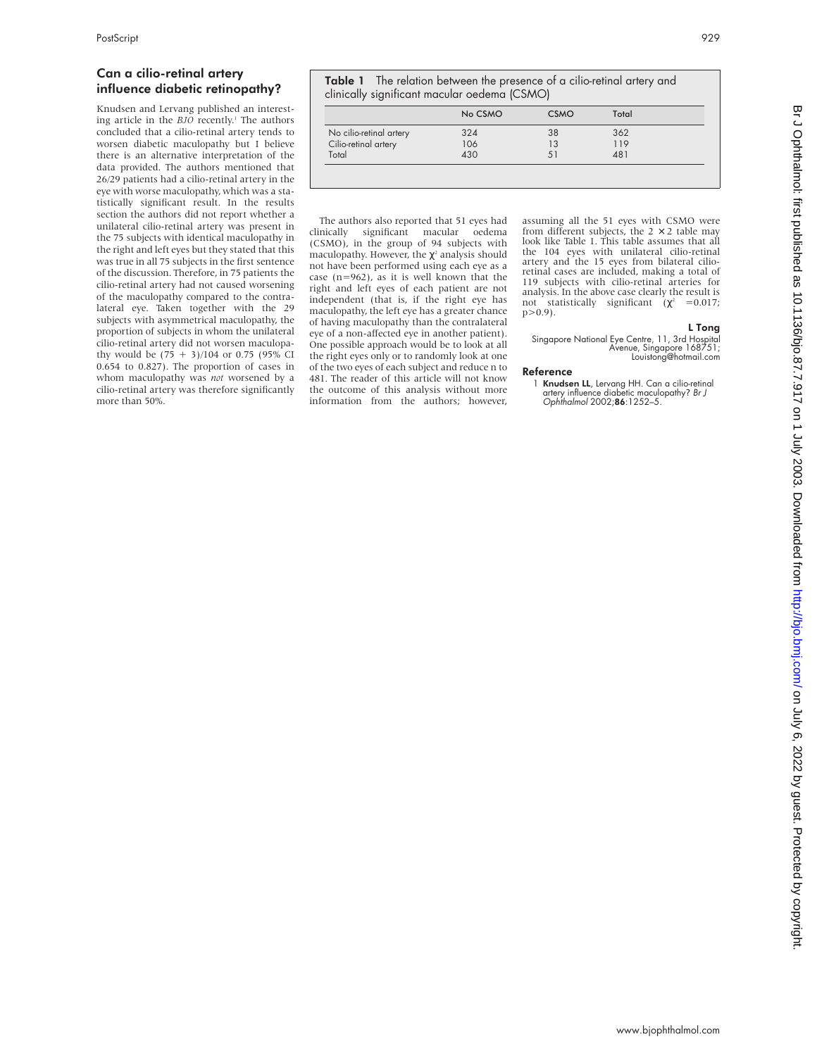## Can a cilio-retinal artery influence diabetic retinopathy?

Knudsen and Lervang published an interesting article in the *BJO* recently.[1] The authors concluded that a cilio-retinal artery tends to worsen diabetic maculopathy but I believe there is an alternative interpretation of the data provided. The authors mentioned that 26/29 patients had a cilio-retinal artery in the eye with worse maculopathy, which was a statistically significant result. In the results section the authors did not report whether a unilateral cilio-retinal artery was present in the 75 subjects with identical maculopathy in the right and left eyes but they stated that this was true in all 75 subjects in the first sentence of the discussion. Therefore, in 75 patients the cilio-retinal artery had not caused worsening of the maculopathy compared to the contralateral eye. Taken together with the 29 subjects with asymmetrical maculopathy, the proportion of subjects in whom the unilateral cilio-retinal artery did not worsen maculopathy would be (75 + 3)/104 or 0.75 (95% CI 0.654 to 0.827). The proportion of cases in whom maculopathy was *not* worsened by a cilio-retinal artery was therefore significantly more than 50%.

**Table 1** The relation between the presence of a cilio-retinal artery and clinically significant macular oedema (CSMO)

| | No CSMO | CSMO | Total |
|---|---|---|---|
| No cilio-retinal artery | 324 | 38 | 362 |
| Cilio-retinal artery | 106 | 13 | 119 |
| Total | 430 | 51 | 481 |

The authors also reported that 51 eyes had clinically significant macular oedema (CSMO), in the group of 94 subjects with maculopathy. However, the $\chi^2$ analysis should not have been performed using each eye as a case (n=962), as it is well known that the right and left eyes of each patient are not independent (that is, if the right eye has maculopathy, the left eye has a greater chance of having maculopathy than the contralateral eye of a non-affected eye in another patient). One possible approach would be to look at all the right eyes only or to randomly look at one of the two eyes of each subject and reduce n to 481. The reader of this article will not know the outcome of this analysis without more information from the authors; however, assuming all the 51 eyes with CSMO were from different subjects, the 2 × 2 table may look like Table 1. This table assumes that all the 104 eyes with unilateral cilio-retinal artery and the 15 eyes from bilateral cilio-retinal cases are included, making a total of 119 subjects with cilio-retinal arteries for analysis. In the above case clearly the result is not statistically significant ($\chi^2$ =0.017; p>0.9).

**L Tong**

Singapore National Eye Centre, 11, 3rd Hospital Avenue, Singapore 168751; Louistong@hotmail.com

### Reference

1 **Knudsen LL**, Lervang HH. Can a cilio-retinal artery influence diabetic maculopathy? *Br J Ophthalmol* 2002;**86**:1252–5.